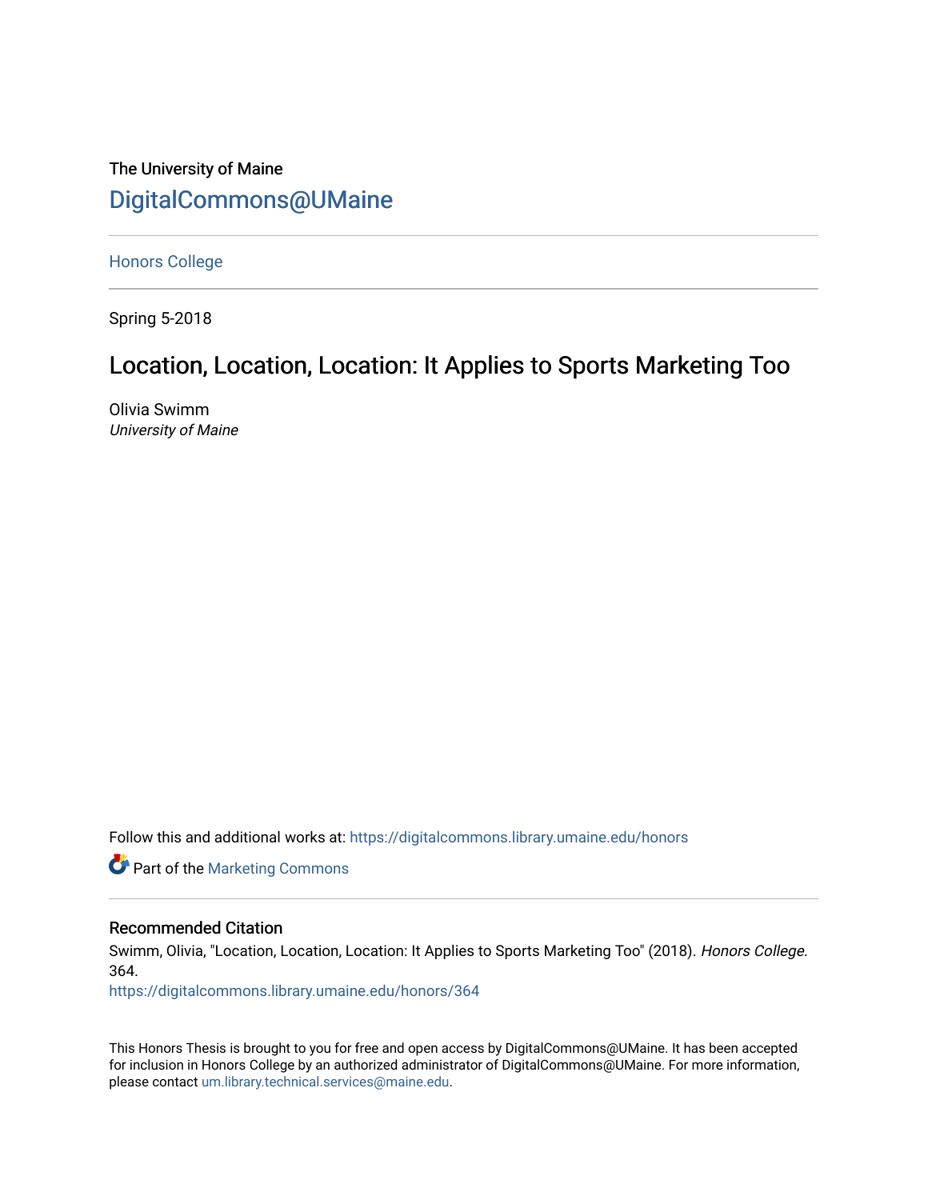The University of Maine

[DigitalCommons@UMaine](https://digitalcommons.library.umaine.edu/)

---

Honors College

---

Spring 5-2018

# Location, Location, Location: It Applies to Sports Marketing Too

Olivia Swimm
*University of Maine*

Follow this and additional works at: https://digitalcommons.library.umaine.edu/honors

Part of the Marketing Commons

---

## Recommended Citation

Swimm, Olivia, "Location, Location, Location: It Applies to Sports Marketing Too" (2018). *Honors College*. 364.
https://digitalcommons.library.umaine.edu/honors/364

This Honors Thesis is brought to you for free and open access by DigitalCommons@UMaine. It has been accepted for inclusion in Honors College by an authorized administrator of DigitalCommons@UMaine. For more information, please contact um.library.technical.services@maine.edu.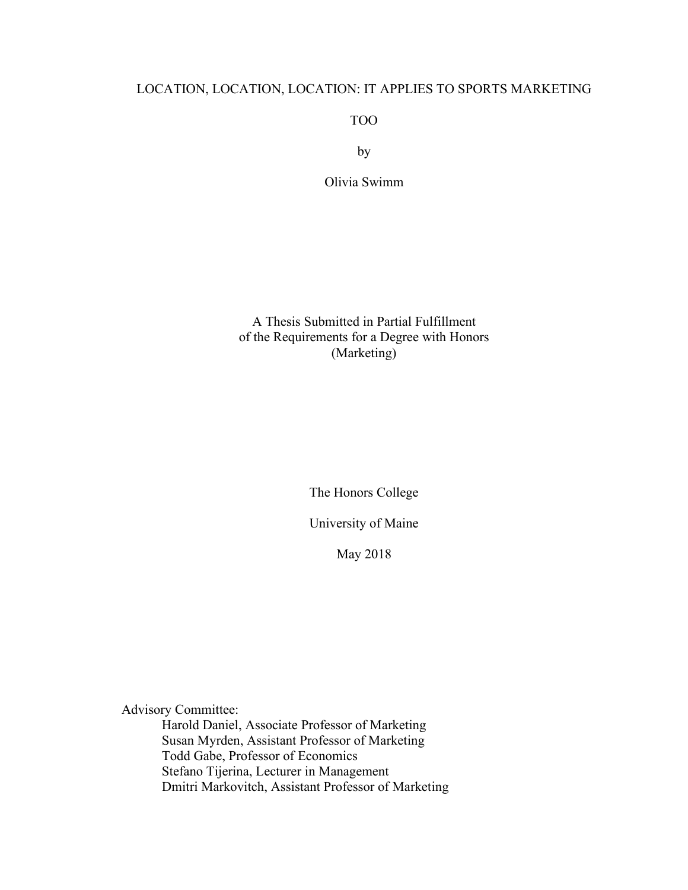# LOCATION, LOCATION, LOCATION: IT APPLIES TO SPORTS MARKETING TOO

by

Olivia Swimm

A Thesis Submitted in Partial Fulfillment
of the Requirements for a Degree with Honors
(Marketing)

The Honors College

University of Maine

May 2018

Advisory Committee:
- Harold Daniel, Associate Professor of Marketing
- Susan Myrden, Assistant Professor of Marketing
- Todd Gabe, Professor of Economics
- Stefano Tijerina, Lecturer in Management
- Dmitri Markovitch, Assistant Professor of Marketing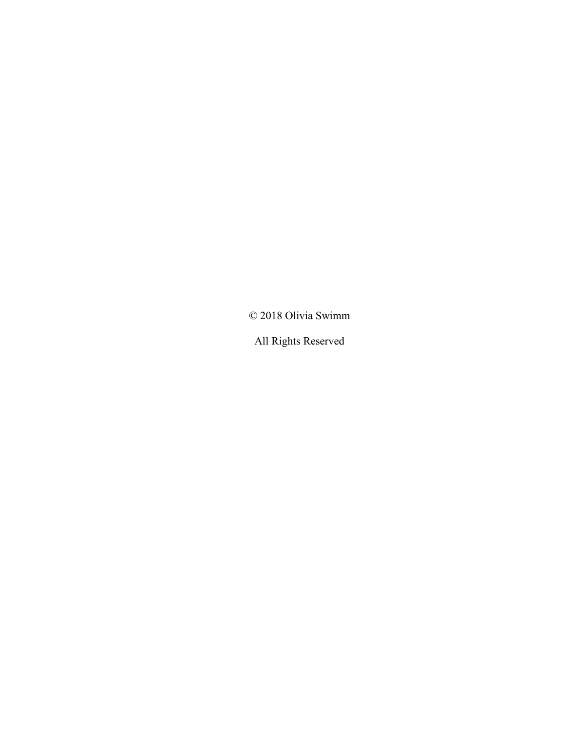© 2018 Olivia Swimm

All Rights Reserved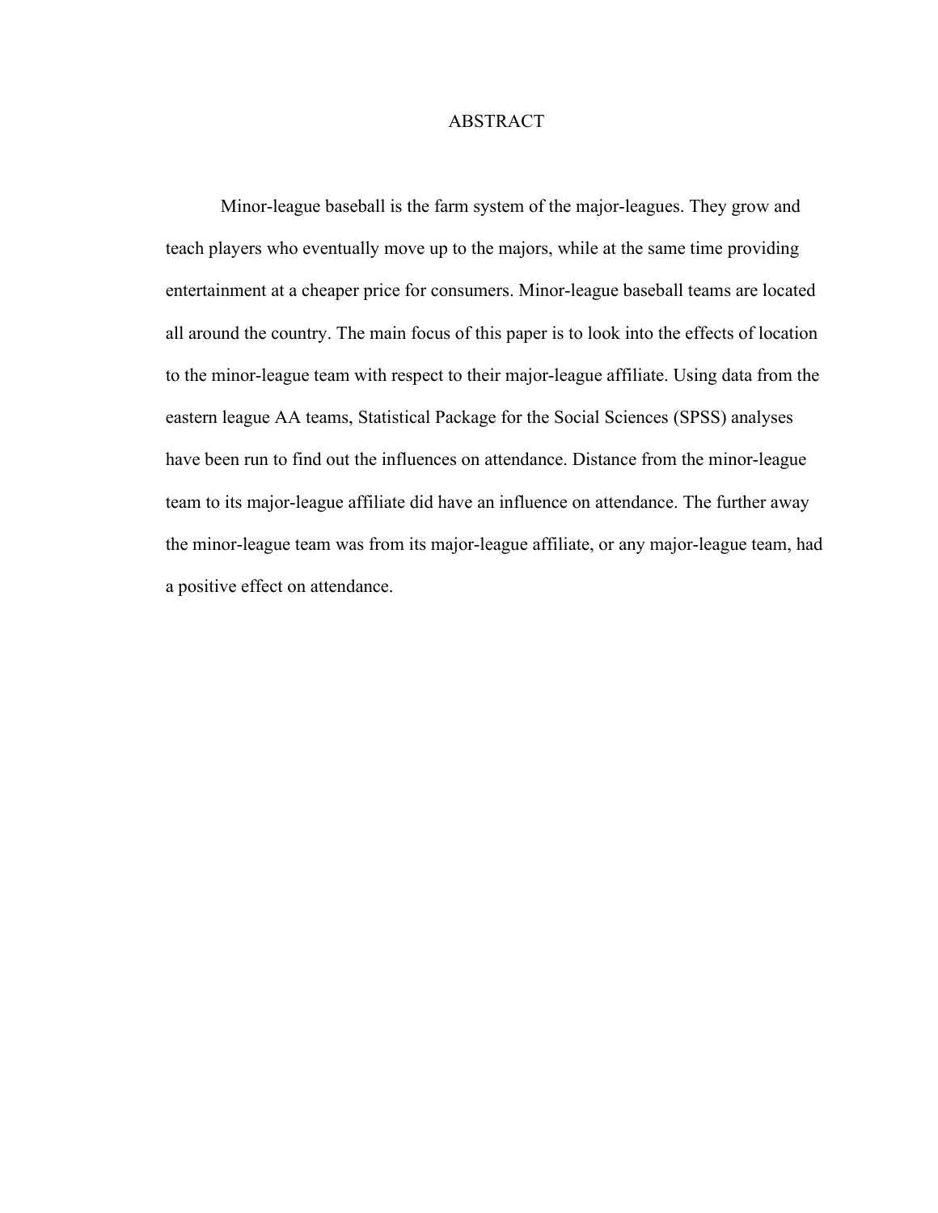# ABSTRACT

Minor-league baseball is the farm system of the major-leagues. They grow and teach players who eventually move up to the majors, while at the same time providing entertainment at a cheaper price for consumers. Minor-league baseball teams are located all around the country. The main focus of this paper is to look into the effects of location to the minor-league team with respect to their major-league affiliate. Using data from the eastern league AA teams, Statistical Package for the Social Sciences (SPSS) analyses have been run to find out the influences on attendance. Distance from the minor-league team to its major-league affiliate did have an influence on attendance. The further away the minor-league team was from its major-league affiliate, or any major-league team, had a positive effect on attendance.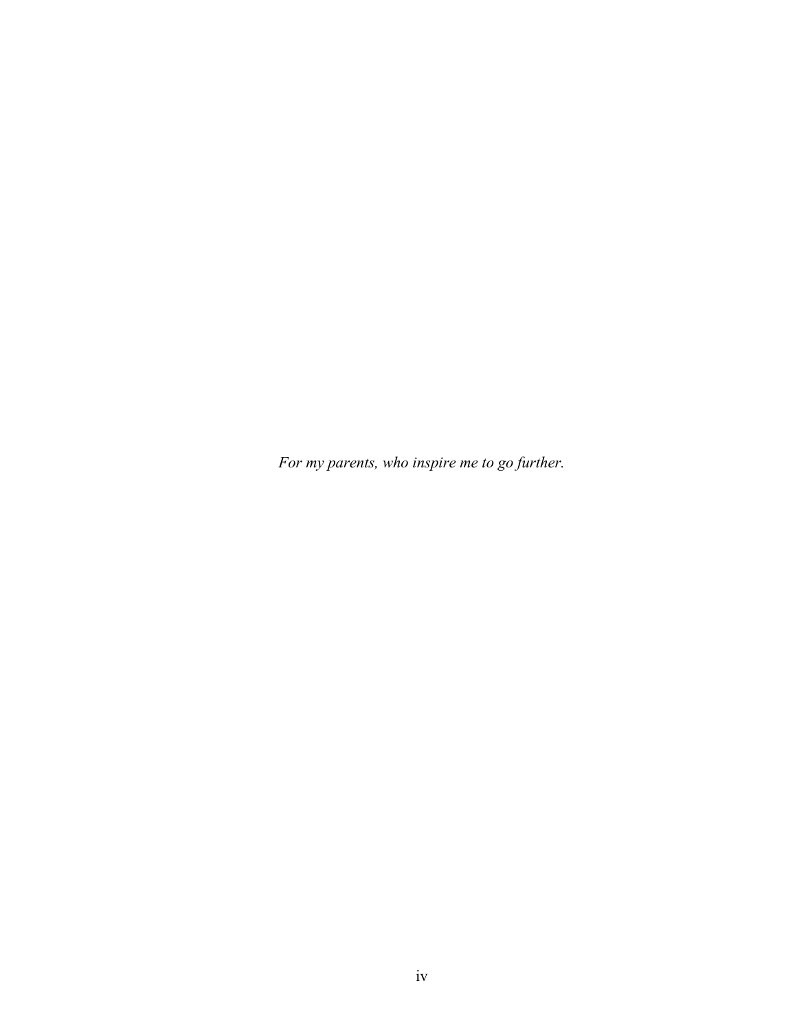*For my parents, who inspire me to go further.*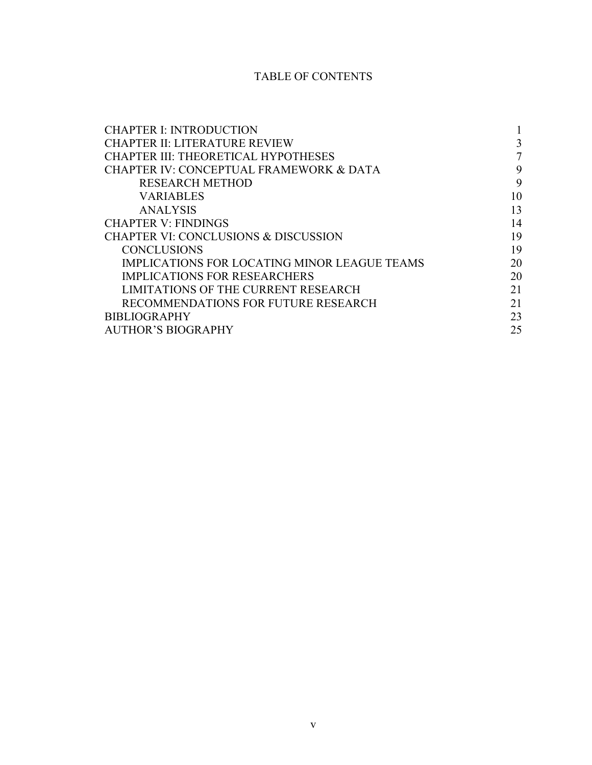# TABLE OF CONTENTS

| | |
|---|---|
| CHAPTER I: INTRODUCTION | 1 |
| CHAPTER II: LITERATURE REVIEW | 3 |
| CHAPTER III: THEORETICAL HYPOTHESES | 7 |
| CHAPTER IV: CONCEPTUAL FRAMEWORK & DATA | 9 |
| RESEARCH METHOD | 9 |
| VARIABLES | 10 |
| ANALYSIS | 13 |
| CHAPTER V: FINDINGS | 14 |
| CHAPTER VI: CONCLUSIONS & DISCUSSION | 19 |
| CONCLUSIONS | 19 |
| IMPLICATIONS FOR LOCATING MINOR LEAGUE TEAMS | 20 |
| IMPLICATIONS FOR RESEARCHERS | 20 |
| LIMITATIONS OF THE CURRENT RESEARCH | 21 |
| RECOMMENDATIONS FOR FUTURE RESEARCH | 21 |
| BIBLIOGRAPHY | 23 |
| AUTHOR'S BIOGRAPHY | 25 |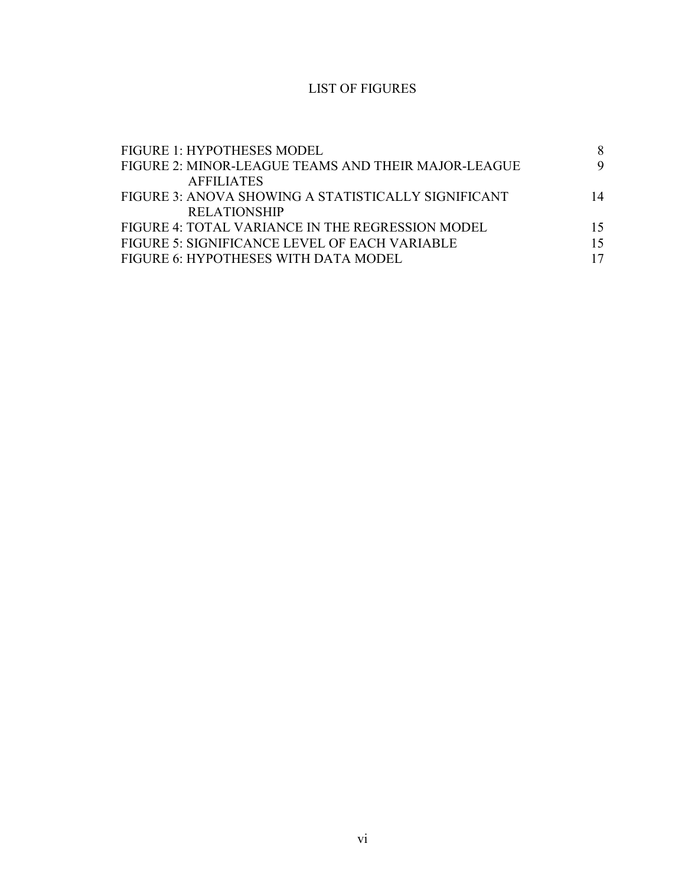# LIST OF FIGURES

| | |
|---|---|
| FIGURE 1: HYPOTHESES MODEL | 8 |
| FIGURE 2: MINOR-LEAGUE TEAMS AND THEIR MAJOR-LEAGUE AFFILIATES | 9 |
| FIGURE 3: ANOVA SHOWING A STATISTICALLY SIGNIFICANT RELATIONSHIP | 14 |
| FIGURE 4: TOTAL VARIANCE IN THE REGRESSION MODEL | 15 |
| FIGURE 5: SIGNIFICANCE LEVEL OF EACH VARIABLE | 15 |
| FIGURE 6: HYPOTHESES WITH DATA MODEL | 17 |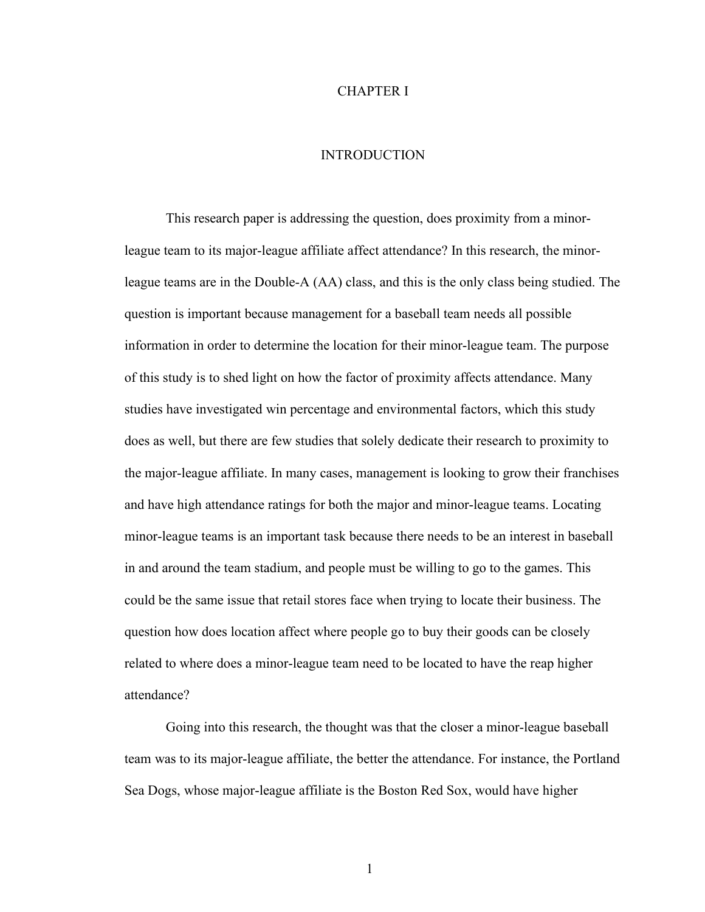# CHAPTER I

## INTRODUCTION

This research paper is addressing the question, does proximity from a minor-league team to its major-league affiliate affect attendance? In this research, the minor-league teams are in the Double-A (AA) class, and this is the only class being studied. The question is important because management for a baseball team needs all possible information in order to determine the location for their minor-league team. The purpose of this study is to shed light on how the factor of proximity affects attendance. Many studies have investigated win percentage and environmental factors, which this study does as well, but there are few studies that solely dedicate their research to proximity to the major-league affiliate. In many cases, management is looking to grow their franchises and have high attendance ratings for both the major and minor-league teams. Locating minor-league teams is an important task because there needs to be an interest in baseball in and around the team stadium, and people must be willing to go to the games. This could be the same issue that retail stores face when trying to locate their business. The question how does location affect where people go to buy their goods can be closely related to where does a minor-league team need to be located to have the reap higher attendance?

Going into this research, the thought was that the closer a minor-league baseball team was to its major-league affiliate, the better the attendance. For instance, the Portland Sea Dogs, whose major-league affiliate is the Boston Red Sox, would have higher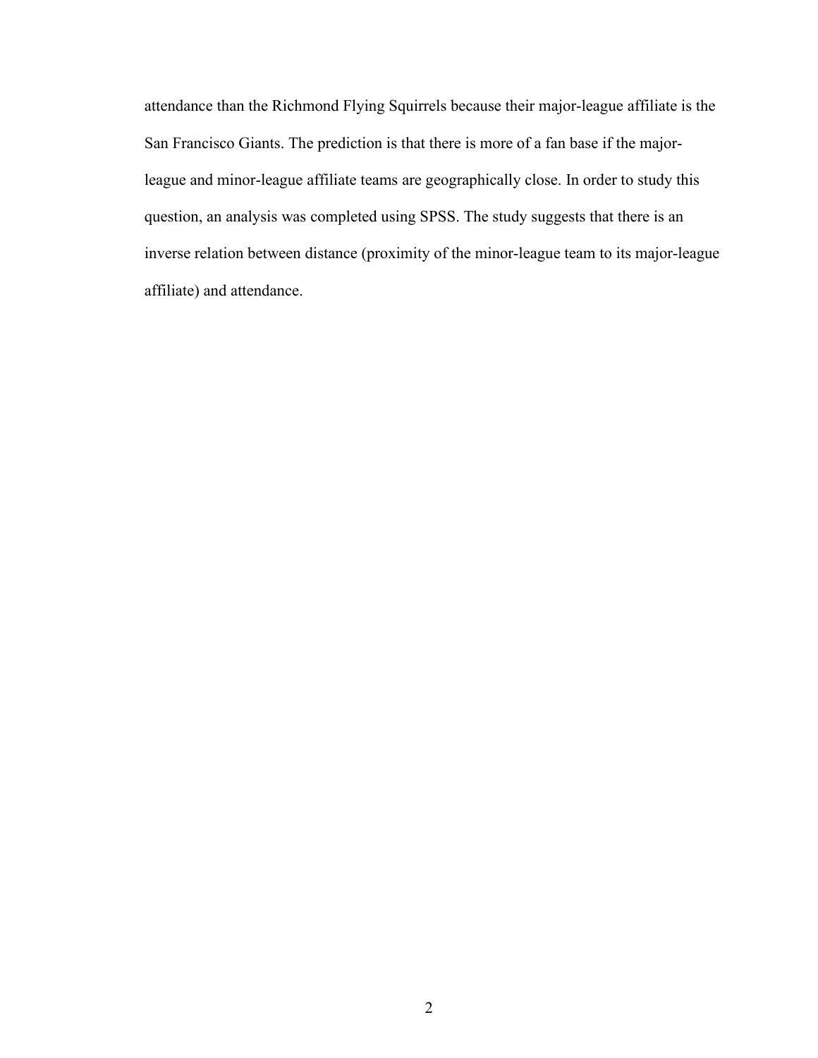attendance than the Richmond Flying Squirrels because their major-league affiliate is the San Francisco Giants. The prediction is that there is more of a fan base if the major-league and minor-league affiliate teams are geographically close. In order to study this question, an analysis was completed using SPSS. The study suggests that there is an inverse relation between distance (proximity of the minor-league team to its major-league affiliate) and attendance.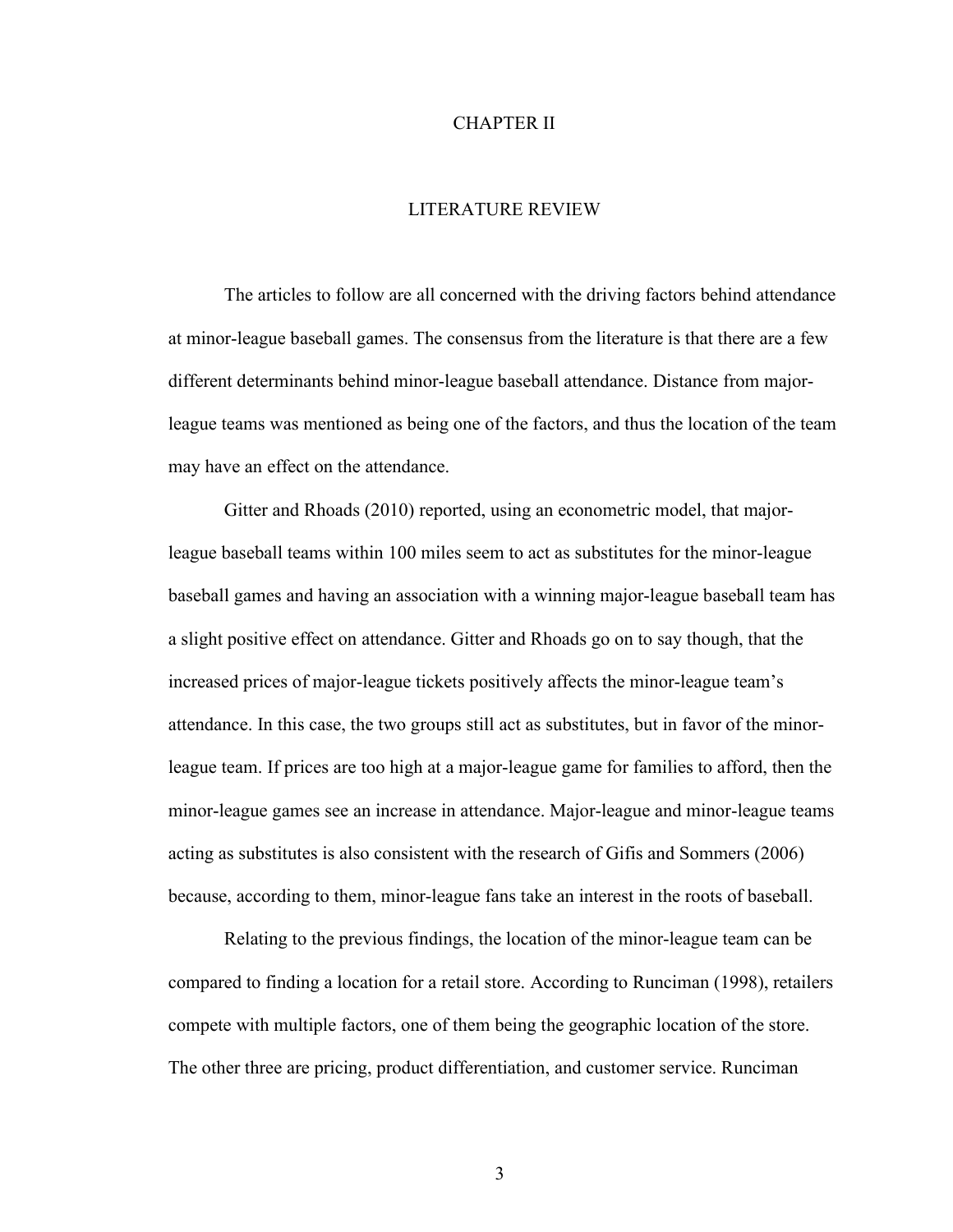# CHAPTER II

## LITERATURE REVIEW

The articles to follow are all concerned with the driving factors behind attendance at minor-league baseball games. The consensus from the literature is that there are a few different determinants behind minor-league baseball attendance. Distance from major-league teams was mentioned as being one of the factors, and thus the location of the team may have an effect on the attendance.

Gitter and Rhoads (2010) reported, using an econometric model, that major-league baseball teams within 100 miles seem to act as substitutes for the minor-league baseball games and having an association with a winning major-league baseball team has a slight positive effect on attendance. Gitter and Rhoads go on to say though, that the increased prices of major-league tickets positively affects the minor-league team's attendance. In this case, the two groups still act as substitutes, but in favor of the minor-league team. If prices are too high at a major-league game for families to afford, then the minor-league games see an increase in attendance. Major-league and minor-league teams acting as substitutes is also consistent with the research of Gifis and Sommers (2006) because, according to them, minor-league fans take an interest in the roots of baseball.

Relating to the previous findings, the location of the minor-league team can be compared to finding a location for a retail store. According to Runciman (1998), retailers compete with multiple factors, one of them being the geographic location of the store. The other three are pricing, product differentiation, and customer service. Runciman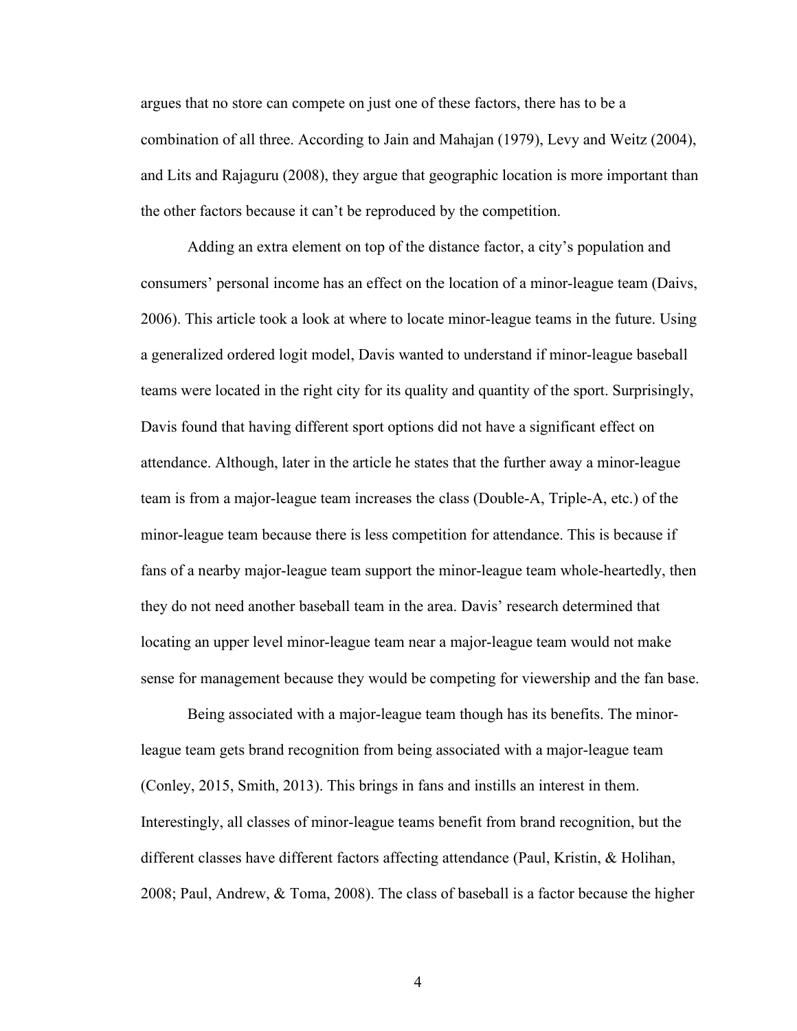argues that no store can compete on just one of these factors, there has to be a combination of all three. According to Jain and Mahajan (1979), Levy and Weitz (2004), and Lits and Rajaguru (2008), they argue that geographic location is more important than the other factors because it can't be reproduced by the competition.

Adding an extra element on top of the distance factor, a city's population and consumers' personal income has an effect on the location of a minor-league team (Daivs, 2006). This article took a look at where to locate minor-league teams in the future. Using a generalized ordered logit model, Davis wanted to understand if minor-league baseball teams were located in the right city for its quality and quantity of the sport. Surprisingly, Davis found that having different sport options did not have a significant effect on attendance. Although, later in the article he states that the further away a minor-league team is from a major-league team increases the class (Double-A, Triple-A, etc.) of the minor-league team because there is less competition for attendance. This is because if fans of a nearby major-league team support the minor-league team whole-heartedly, then they do not need another baseball team in the area. Davis' research determined that locating an upper level minor-league team near a major-league team would not make sense for management because they would be competing for viewership and the fan base.

Being associated with a major-league team though has its benefits. The minor-league team gets brand recognition from being associated with a major-league team (Conley, 2015, Smith, 2013). This brings in fans and instills an interest in them. Interestingly, all classes of minor-league teams benefit from brand recognition, but the different classes have different factors affecting attendance (Paul, Kristin, & Holihan, 2008; Paul, Andrew, & Toma, 2008). The class of baseball is a factor because the higher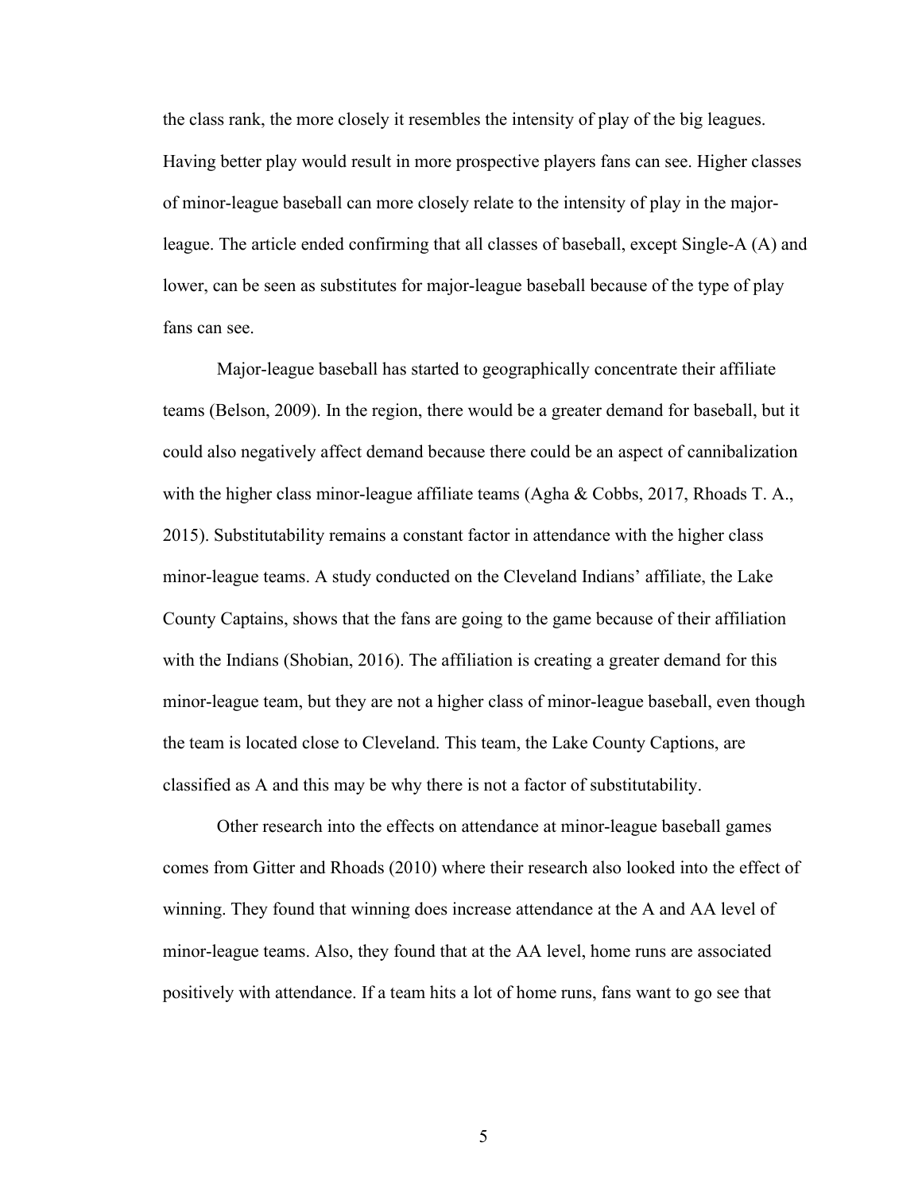the class rank, the more closely it resembles the intensity of play of the big leagues. Having better play would result in more prospective players fans can see. Higher classes of minor-league baseball can more closely relate to the intensity of play in the major-league. The article ended confirming that all classes of baseball, except Single-A (A) and lower, can be seen as substitutes for major-league baseball because of the type of play fans can see.

Major-league baseball has started to geographically concentrate their affiliate teams (Belson, 2009). In the region, there would be a greater demand for baseball, but it could also negatively affect demand because there could be an aspect of cannibalization with the higher class minor-league affiliate teams (Agha & Cobbs, 2017, Rhoads T. A., 2015). Substitutability remains a constant factor in attendance with the higher class minor-league teams. A study conducted on the Cleveland Indians' affiliate, the Lake County Captains, shows that the fans are going to the game because of their affiliation with the Indians (Shobian, 2016). The affiliation is creating a greater demand for this minor-league team, but they are not a higher class of minor-league baseball, even though the team is located close to Cleveland. This team, the Lake County Captions, are classified as A and this may be why there is not a factor of substitutability.

Other research into the effects on attendance at minor-league baseball games comes from Gitter and Rhoads (2010) where their research also looked into the effect of winning. They found that winning does increase attendance at the A and AA level of minor-league teams. Also, they found that at the AA level, home runs are associated positively with attendance. If a team hits a lot of home runs, fans want to go see that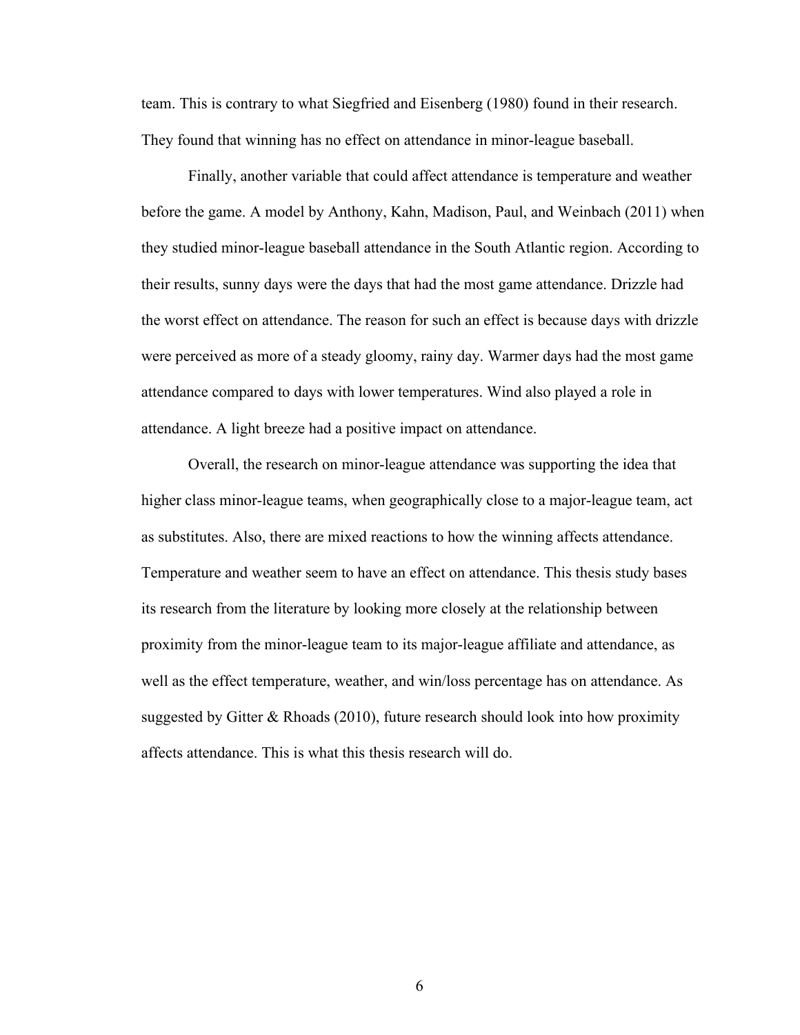team. This is contrary to what Siegfried and Eisenberg (1980) found in their research. They found that winning has no effect on attendance in minor-league baseball.

Finally, another variable that could affect attendance is temperature and weather before the game. A model by Anthony, Kahn, Madison, Paul, and Weinbach (2011) when they studied minor-league baseball attendance in the South Atlantic region. According to their results, sunny days were the days that had the most game attendance. Drizzle had the worst effect on attendance. The reason for such an effect is because days with drizzle were perceived as more of a steady gloomy, rainy day. Warmer days had the most game attendance compared to days with lower temperatures. Wind also played a role in attendance. A light breeze had a positive impact on attendance.

Overall, the research on minor-league attendance was supporting the idea that higher class minor-league teams, when geographically close to a major-league team, act as substitutes. Also, there are mixed reactions to how the winning affects attendance. Temperature and weather seem to have an effect on attendance. This thesis study bases its research from the literature by looking more closely at the relationship between proximity from the minor-league team to its major-league affiliate and attendance, as well as the effect temperature, weather, and win/loss percentage has on attendance. As suggested by Gitter & Rhoads (2010), future research should look into how proximity affects attendance. This is what this thesis research will do.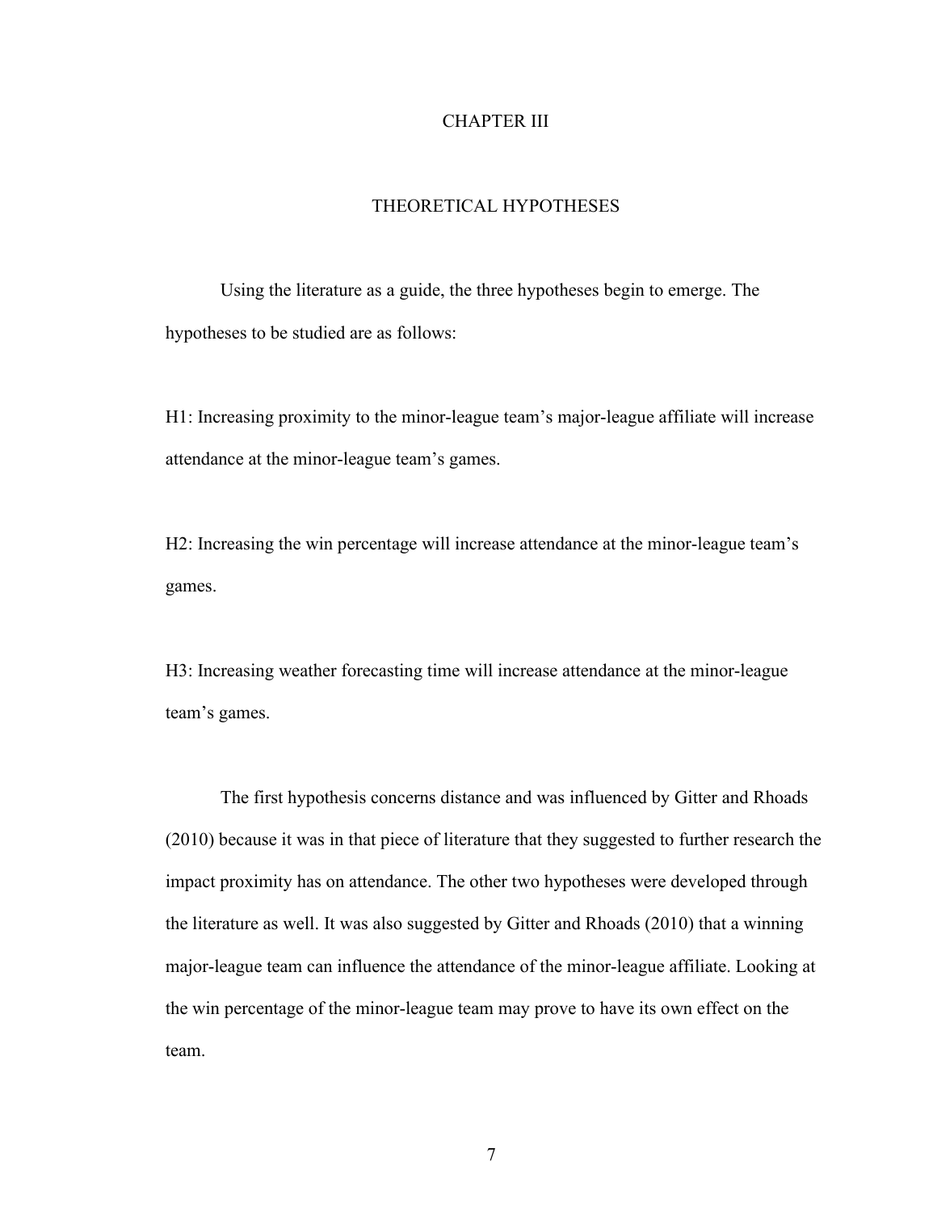# CHAPTER III

## THEORETICAL HYPOTHESES

Using the literature as a guide, the three hypotheses begin to emerge. The hypotheses to be studied are as follows:

H1: Increasing proximity to the minor-league team's major-league affiliate will increase attendance at the minor-league team's games.

H2: Increasing the win percentage will increase attendance at the minor-league team's games.

H3: Increasing weather forecasting time will increase attendance at the minor-league team's games.

The first hypothesis concerns distance and was influenced by Gitter and Rhoads (2010) because it was in that piece of literature that they suggested to further research the impact proximity has on attendance. The other two hypotheses were developed through the literature as well. It was also suggested by Gitter and Rhoads (2010) that a winning major-league team can influence the attendance of the minor-league affiliate. Looking at the win percentage of the minor-league team may prove to have its own effect on the team.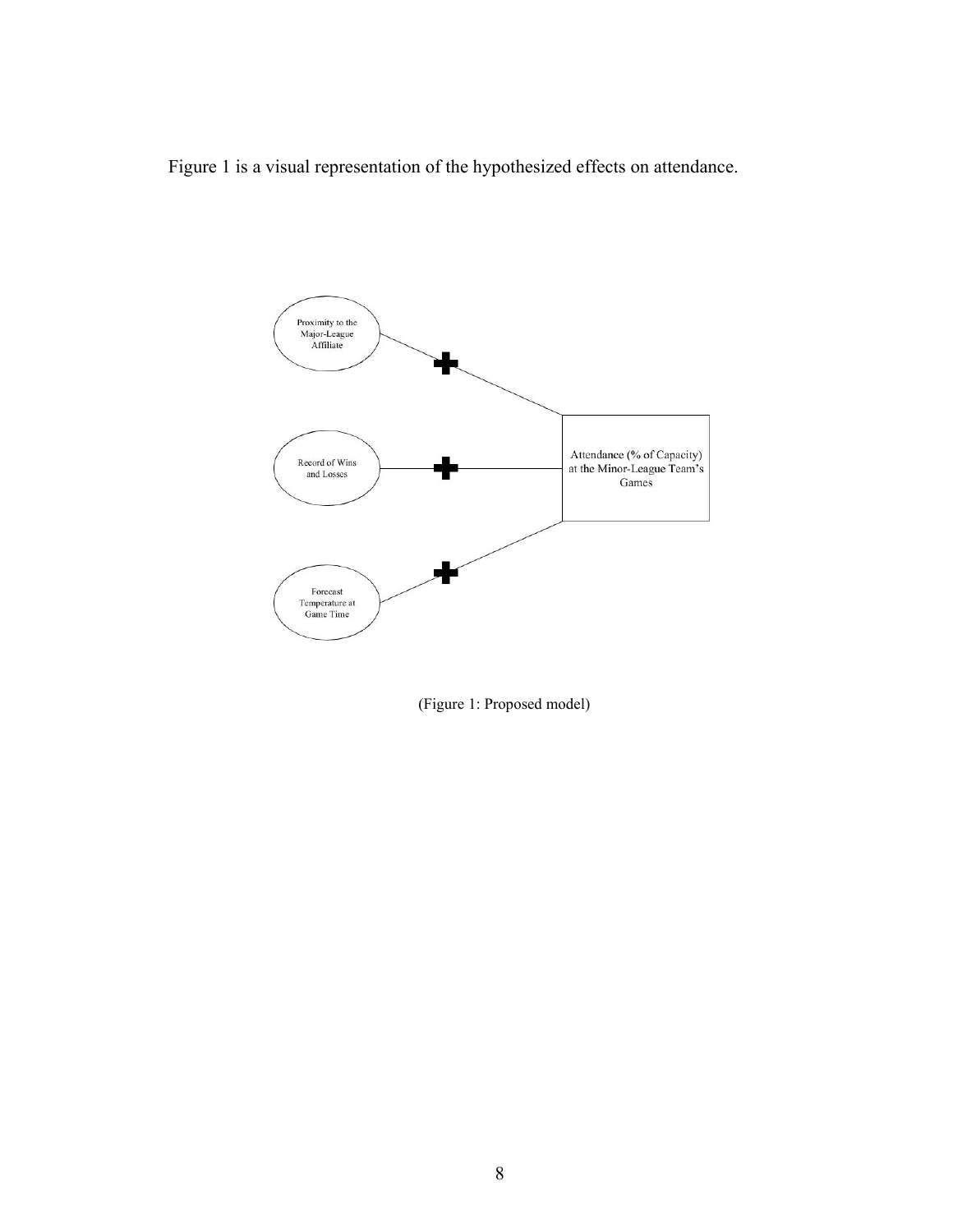Figure 1 is a visual representation of the hypothesized effects on attendance.

Proximity to the Major-League Affiliate

Record of Wins and Losses

Forecast Temperature at Game Time

Attendance (% of Capacity) at the Minor-League Team's Games

(Figure 1: Proposed model)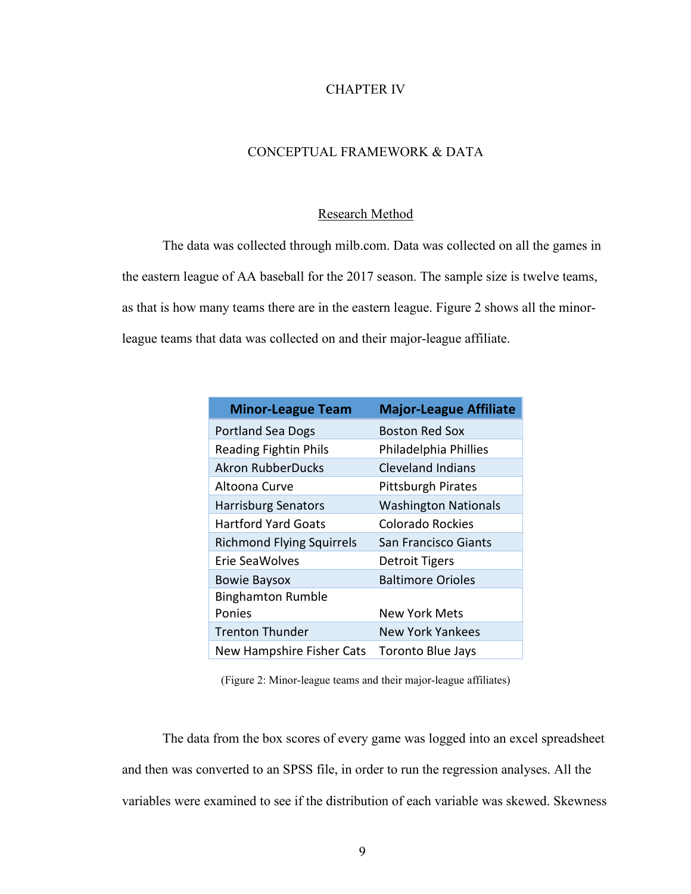# CHAPTER IV

## CONCEPTUAL FRAMEWORK & DATA

### Research Method

The data was collected through milb.com. Data was collected on all the games in the eastern league of AA baseball for the 2017 season. The sample size is twelve teams, as that is how many teams there are in the eastern league. Figure 2 shows all the minor-league teams that data was collected on and their major-league affiliate.

| Minor-League Team | Major-League Affiliate |
|---|---|
| Portland Sea Dogs | Boston Red Sox |
| Reading Fightin Phils | Philadelphia Phillies |
| Akron RubberDucks | Cleveland Indians |
| Altoona Curve | Pittsburgh Pirates |
| Harrisburg Senators | Washington Nationals |
| Hartford Yard Goats | Colorado Rockies |
| Richmond Flying Squirrels | San Francisco Giants |
| Erie SeaWolves | Detroit Tigers |
| Bowie Baysox | Baltimore Orioles |
| Binghamton Rumble Ponies | New York Mets |
| Trenton Thunder | New York Yankees |
| New Hampshire Fisher Cats | Toronto Blue Jays |

(Figure 2: Minor-league teams and their major-league affiliates)

The data from the box scores of every game was logged into an excel spreadsheet and then was converted to an SPSS file, in order to run the regression analyses. All the variables were examined to see if the distribution of each variable was skewed. Skewness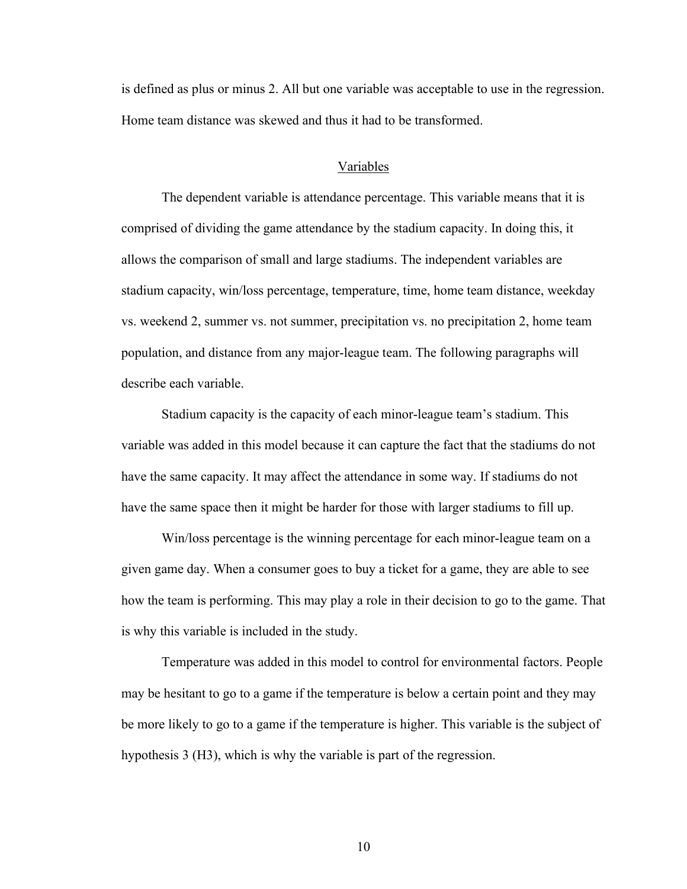is defined as plus or minus 2. All but one variable was acceptable to use in the regression. Home team distance was skewed and thus it had to be transformed.

## Variables

The dependent variable is attendance percentage. This variable means that it is comprised of dividing the game attendance by the stadium capacity. In doing this, it allows the comparison of small and large stadiums. The independent variables are stadium capacity, win/loss percentage, temperature, time, home team distance, weekday vs. weekend 2, summer vs. not summer, precipitation vs. no precipitation 2, home team population, and distance from any major-league team. The following paragraphs will describe each variable.

Stadium capacity is the capacity of each minor-league team's stadium. This variable was added in this model because it can capture the fact that the stadiums do not have the same capacity. It may affect the attendance in some way. If stadiums do not have the same space then it might be harder for those with larger stadiums to fill up.

Win/loss percentage is the winning percentage for each minor-league team on a given game day. When a consumer goes to buy a ticket for a game, they are able to see how the team is performing. This may play a role in their decision to go to the game. That is why this variable is included in the study.

Temperature was added in this model to control for environmental factors. People may be hesitant to go to a game if the temperature is below a certain point and they may be more likely to go to a game if the temperature is higher. This variable is the subject of hypothesis 3 (H3), which is why the variable is part of the regression.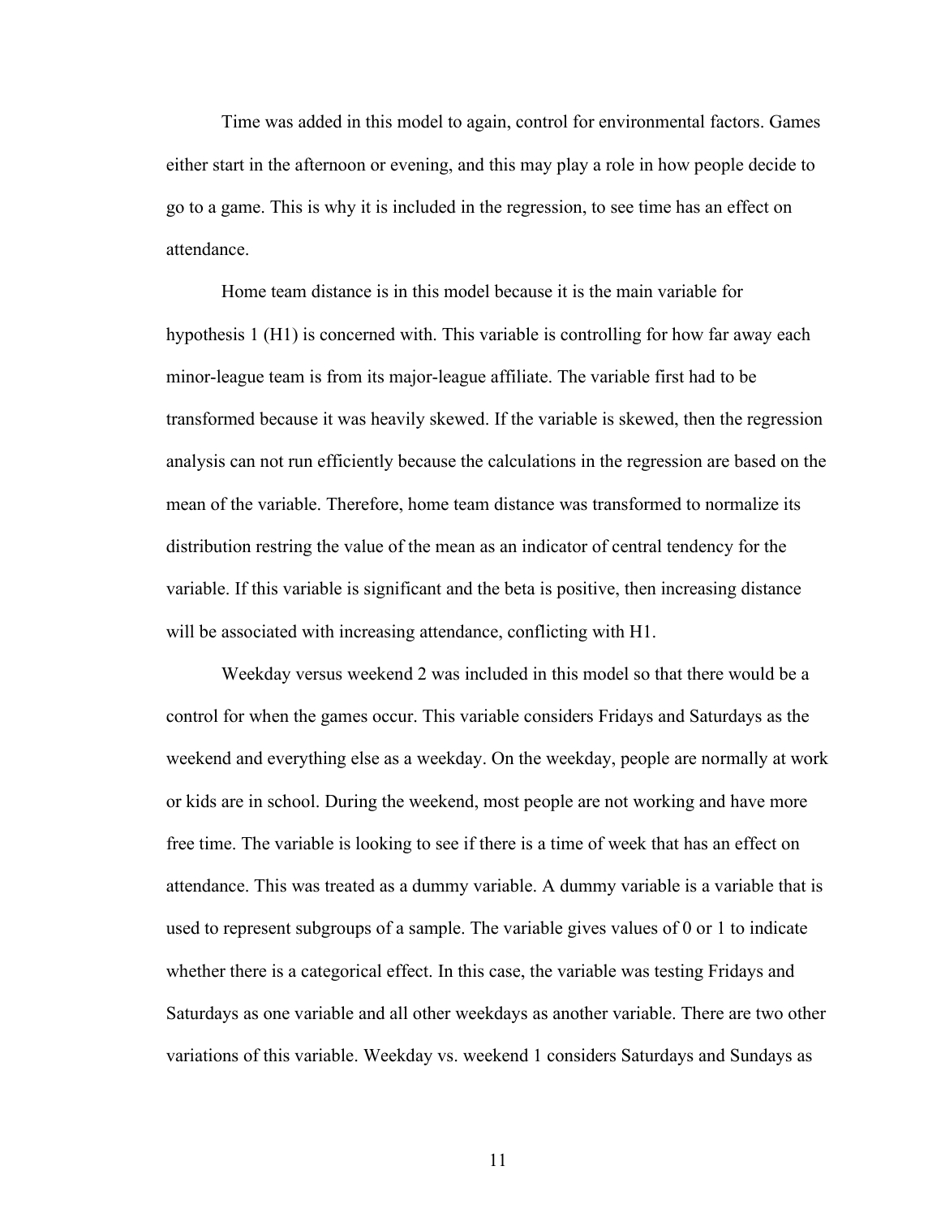Time was added in this model to again, control for environmental factors. Games either start in the afternoon or evening, and this may play a role in how people decide to go to a game. This is why it is included in the regression, to see time has an effect on attendance.

Home team distance is in this model because it is the main variable for hypothesis 1 (H1) is concerned with. This variable is controlling for how far away each minor-league team is from its major-league affiliate. The variable first had to be transformed because it was heavily skewed. If the variable is skewed, then the regression analysis can not run efficiently because the calculations in the regression are based on the mean of the variable. Therefore, home team distance was transformed to normalize its distribution restring the value of the mean as an indicator of central tendency for the variable. If this variable is significant and the beta is positive, then increasing distance will be associated with increasing attendance, conflicting with H1.

Weekday versus weekend 2 was included in this model so that there would be a control for when the games occur. This variable considers Fridays and Saturdays as the weekend and everything else as a weekday. On the weekday, people are normally at work or kids are in school. During the weekend, most people are not working and have more free time. The variable is looking to see if there is a time of week that has an effect on attendance. This was treated as a dummy variable. A dummy variable is a variable that is used to represent subgroups of a sample. The variable gives values of 0 or 1 to indicate whether there is a categorical effect. In this case, the variable was testing Fridays and Saturdays as one variable and all other weekdays as another variable. There are two other variations of this variable. Weekday vs. weekend 1 considers Saturdays and Sundays as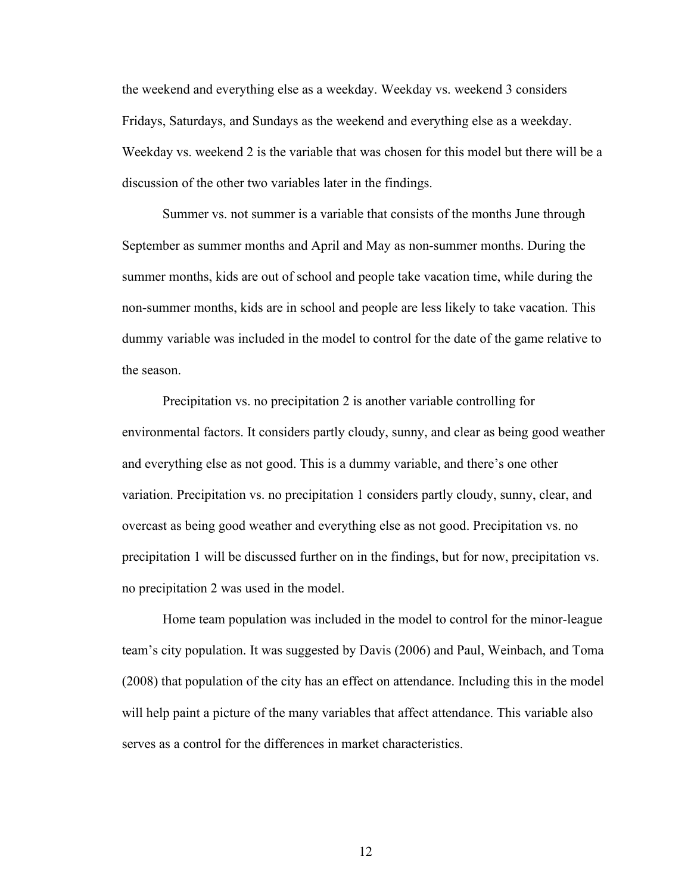the weekend and everything else as a weekday. Weekday vs. weekend 3 considers Fridays, Saturdays, and Sundays as the weekend and everything else as a weekday. Weekday vs. weekend 2 is the variable that was chosen for this model but there will be a discussion of the other two variables later in the findings.

Summer vs. not summer is a variable that consists of the months June through September as summer months and April and May as non-summer months. During the summer months, kids are out of school and people take vacation time, while during the non-summer months, kids are in school and people are less likely to take vacation. This dummy variable was included in the model to control for the date of the game relative to the season.

Precipitation vs. no precipitation 2 is another variable controlling for environmental factors. It considers partly cloudy, sunny, and clear as being good weather and everything else as not good. This is a dummy variable, and there's one other variation. Precipitation vs. no precipitation 1 considers partly cloudy, sunny, clear, and overcast as being good weather and everything else as not good. Precipitation vs. no precipitation 1 will be discussed further on in the findings, but for now, precipitation vs. no precipitation 2 was used in the model.

Home team population was included in the model to control for the minor-league team's city population. It was suggested by Davis (2006) and Paul, Weinbach, and Toma (2008) that population of the city has an effect on attendance. Including this in the model will help paint a picture of the many variables that affect attendance. This variable also serves as a control for the differences in market characteristics.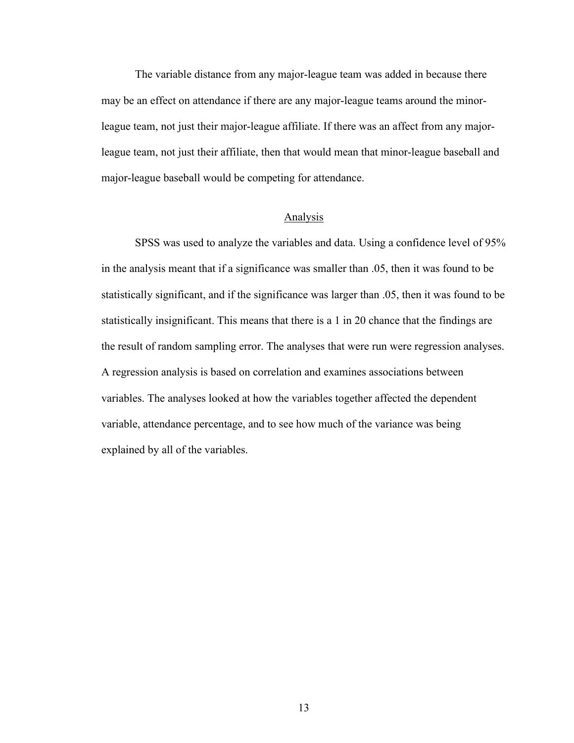The variable distance from any major-league team was added in because there may be an effect on attendance if there are any major-league teams around the minor-league team, not just their major-league affiliate. If there was an affect from any major-league team, not just their affiliate, then that would mean that minor-league baseball and major-league baseball would be competing for attendance.

## Analysis

SPSS was used to analyze the variables and data. Using a confidence level of 95% in the analysis meant that if a significance was smaller than .05, then it was found to be statistically significant, and if the significance was larger than .05, then it was found to be statistically insignificant. This means that there is a 1 in 20 chance that the findings are the result of random sampling error. The analyses that were run were regression analyses. A regression analysis is based on correlation and examines associations between variables. The analyses looked at how the variables together affected the dependent variable, attendance percentage, and to see how much of the variance was being explained by all of the variables.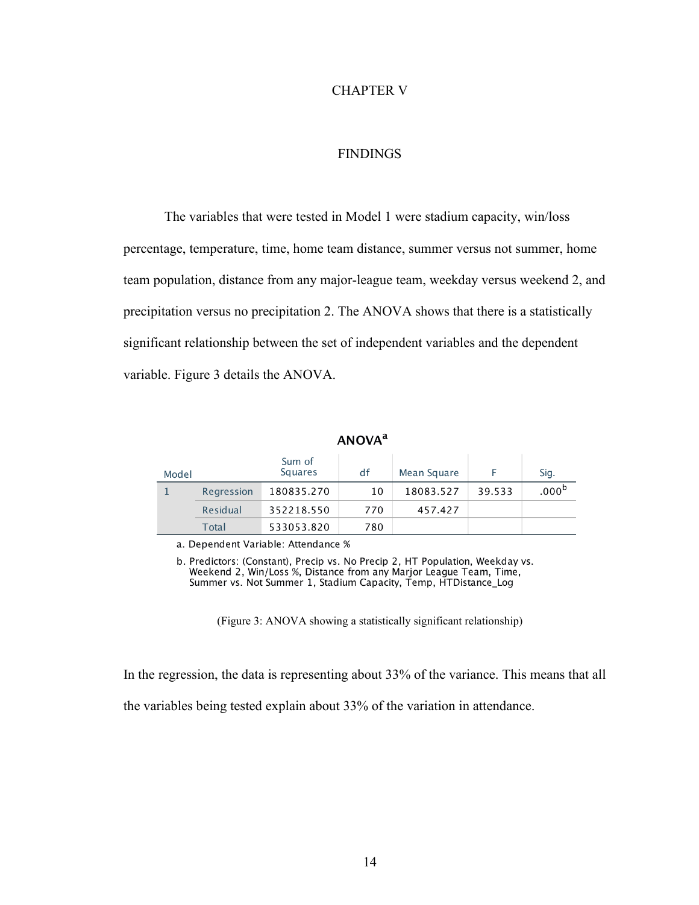# CHAPTER V

## FINDINGS

The variables that were tested in Model 1 were stadium capacity, win/loss percentage, temperature, time, home team distance, summer versus not summer, home team population, distance from any major-league team, weekday versus weekend 2, and precipitation versus no precipitation 2. The ANOVA shows that there is a statistically significant relationship between the set of independent variables and the dependent variable. Figure 3 details the ANOVA.

**ANOVA[a]**

| Model | | Sum of Squares | df | Mean Square | F | Sig. |
|---|---|---|---|---|---|---|
| 1 | Regression | 180835.270 | 10 | 18083.527 | 39.533 | .000[b] |
| | Residual | 352218.550 | 770 | 457.427 | | |
| | Total | 533053.820 | 780 | | | |

a. Dependent Variable: Attendance %

b. Predictors: (Constant), Precip vs. No Precip 2, HT Population, Weekday vs. Weekend 2, Win/Loss %, Distance from any Marjor League Team, Time, Summer vs. Not Summer 1, Stadium Capacity, Temp, HTDistance_Log

(Figure 3: ANOVA showing a statistically significant relationship)

In the regression, the data is representing about 33% of the variance. This means that all the variables being tested explain about 33% of the variation in attendance.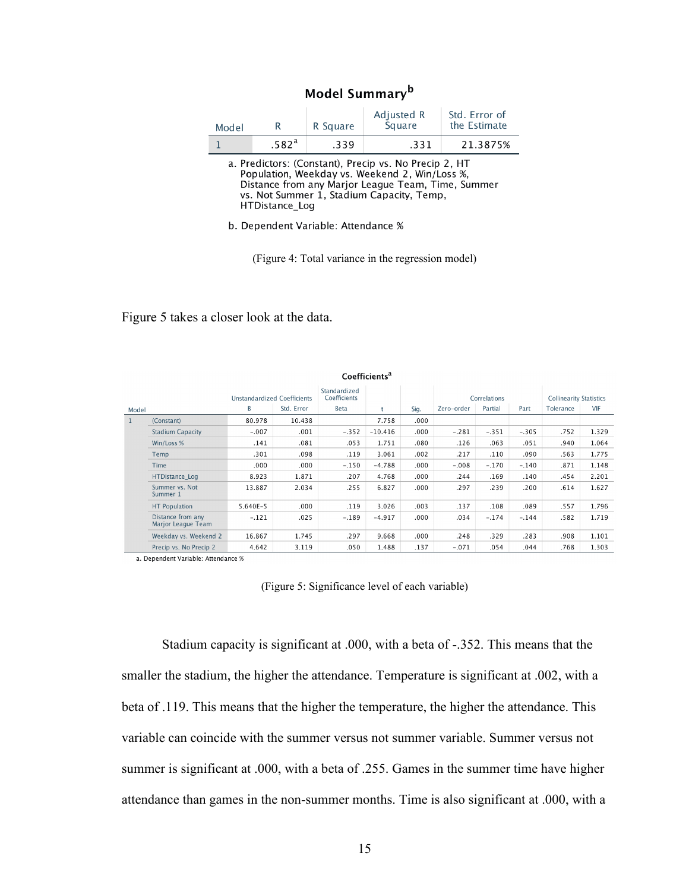**Model Summary**[b]

| Model | R | R Square | Adjusted R Square | Std. Error of the Estimate |
|---|---|---|---|---|
| 1 | .582[a] | .339 | .331 | 21.3875% |

a. Predictors: (Constant), Precip vs. No Precip 2, HT Population, Weekday vs. Weekend 2, Win/Loss %, Distance from any Marjor League Team, Time, Summer vs. Not Summer 1, Stadium Capacity, Temp, HTDistance_Log

b. Dependent Variable: Attendance %

(Figure 4: Total variance in the regression model)

Figure 5 takes a closer look at the data.

**Coefficients**[a]

| Model | | Unstandardized Coefficients | | Standardized Coefficients | t | Sig. | Correlations | | | Collinearity Statistics | |
|---|---|---|---|---|---|---|---|---|---|---|---|
| | | B | Std. Error | Beta | | | Zero-order | Partial | Part | Tolerance | VIF |
| 1 | (Constant) | 80.978 | 10.438 | | 7.758 | .000 | | | | | |
| | Stadium Capacity | -.007 | .001 | -.352 | -10.416 | .000 | -.281 | -.351 | -.305 | .752 | 1.329 |
| | Win/Loss % | .141 | .081 | .053 | 1.751 | .080 | .126 | .063 | .051 | .940 | 1.064 |
| | Temp | .301 | .098 | .119 | 3.061 | .002 | .217 | .110 | .090 | .563 | 1.775 |
| | Time | .000 | .000 | -.150 | -4.788 | .000 | -.008 | -.170 | -.140 | .871 | 1.148 |
| | HTDistance_Log | 8.923 | 1.871 | .207 | 4.768 | .000 | .244 | .169 | .140 | .454 | 2.201 |
| | Summer vs. Not Summer 1 | 13.887 | 2.034 | .255 | 6.827 | .000 | .297 | .239 | .200 | .614 | 1.627 |
| | HT Population | 5.640E-5 | .000 | .119 | 3.026 | .003 | .137 | .108 | .089 | .557 | 1.796 |
| | Distance from any Marjor League Team | -.121 | .025 | -.189 | -4.917 | .000 | .034 | -.174 | -.144 | .582 | 1.719 |
| | Weekday vs. Weekend 2 | 16.867 | 1.745 | .297 | 9.668 | .000 | .248 | .329 | .283 | .908 | 1.101 |
| | Precip vs. No Precip 2 | 4.642 | 3.119 | .050 | 1.488 | .137 | -.071 | .054 | .044 | .768 | 1.303 |

a. Dependent Variable: Attendance %

(Figure 5: Significance level of each variable)

Stadium capacity is significant at .000, with a beta of -.352. This means that the smaller the stadium, the higher the attendance. Temperature is significant at .002, with a beta of .119. This means that the higher the temperature, the higher the attendance. This variable can coincide with the summer versus not summer variable. Summer versus not summer is significant at .000, with a beta of .255. Games in the summer time have higher attendance than games in the non-summer months. Time is also significant at .000, with a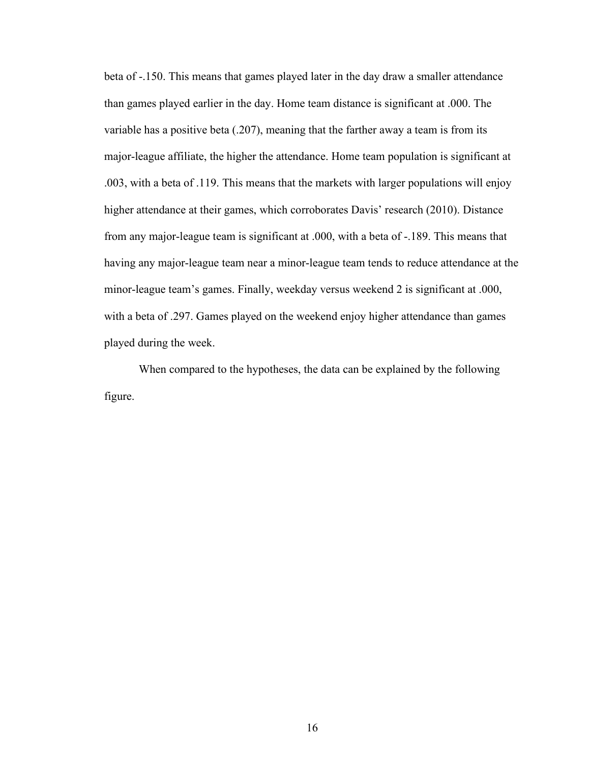beta of -.150. This means that games played later in the day draw a smaller attendance than games played earlier in the day. Home team distance is significant at .000. The variable has a positive beta (.207), meaning that the farther away a team is from its major-league affiliate, the higher the attendance. Home team population is significant at .003, with a beta of .119. This means that the markets with larger populations will enjoy higher attendance at their games, which corroborates Davis' research (2010). Distance from any major-league team is significant at .000, with a beta of -.189. This means that having any major-league team near a minor-league team tends to reduce attendance at the minor-league team's games. Finally, weekday versus weekend 2 is significant at .000, with a beta of .297. Games played on the weekend enjoy higher attendance than games played during the week.

When compared to the hypotheses, the data can be explained by the following figure.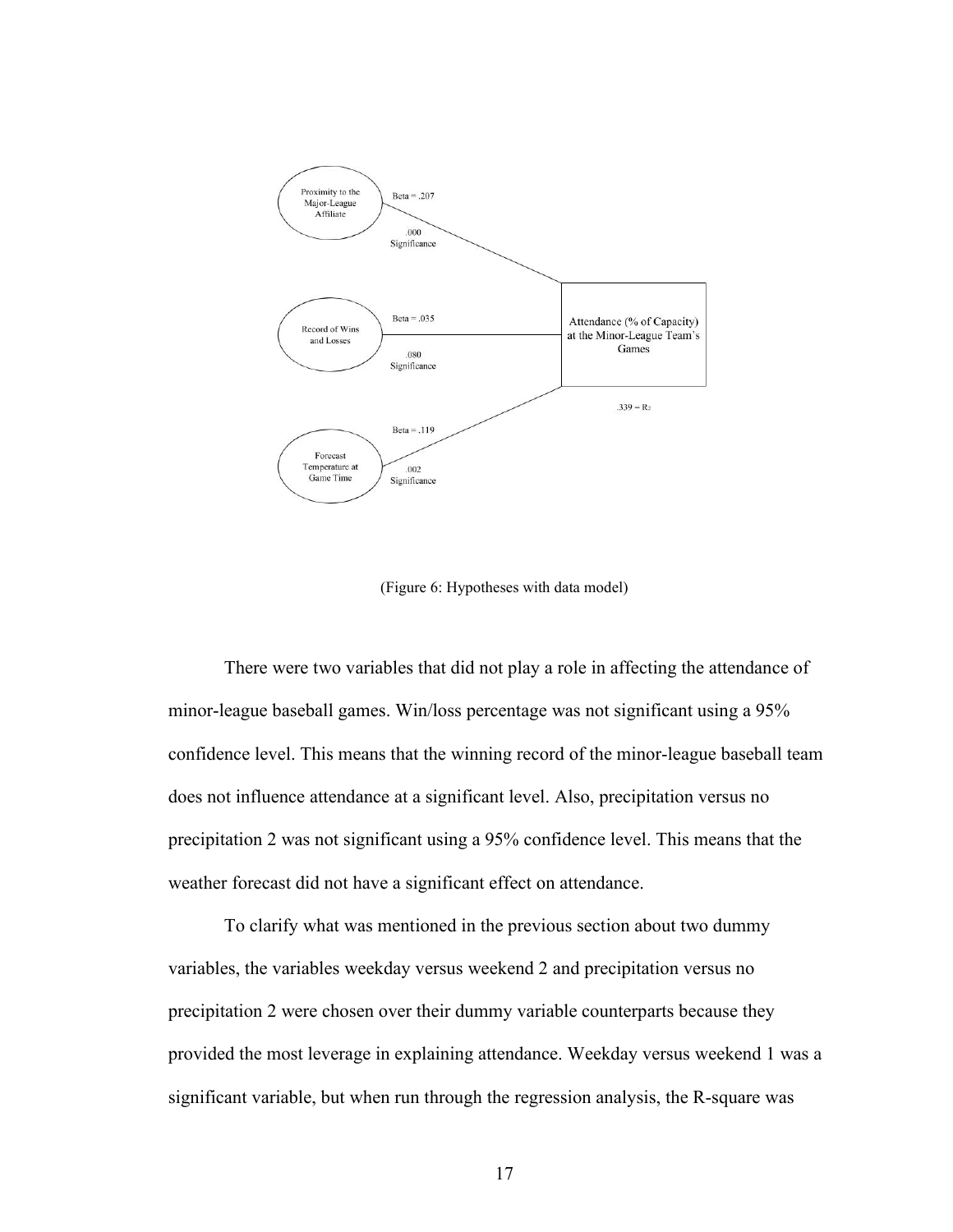Proximity to the Major-League Affiliate — Beta = .207, .000 Significance

Record of Wins and Losses — Beta = .035, .080 Significance

Forecast Temperature at Game Time — Beta = .119, .002 Significance

Attendance (% of Capacity) at the Minor-League Team's Games

.339 = $R^2$

(Figure 6: Hypotheses with data model)

There were two variables that did not play a role in affecting the attendance of minor-league baseball games. Win/loss percentage was not significant using a 95% confidence level. This means that the winning record of the minor-league baseball team does not influence attendance at a significant level. Also, precipitation versus no precipitation 2 was not significant using a 95% confidence level. This means that the weather forecast did not have a significant effect on attendance.

To clarify what was mentioned in the previous section about two dummy variables, the variables weekday versus weekend 2 and precipitation versus no precipitation 2 were chosen over their dummy variable counterparts because they provided the most leverage in explaining attendance. Weekday versus weekend 1 was a significant variable, but when run through the regression analysis, the R-square was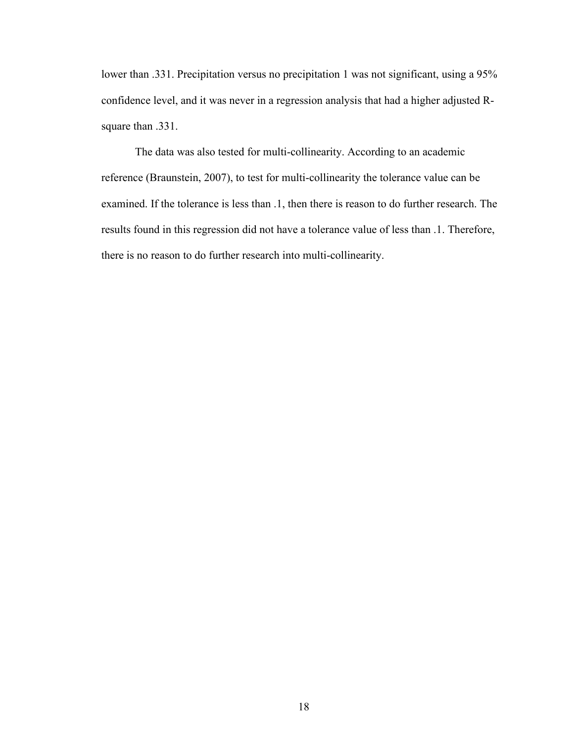lower than .331. Precipitation versus no precipitation 1 was not significant, using a 95% confidence level, and it was never in a regression analysis that had a higher adjusted R-square than .331.

The data was also tested for multi-collinearity. According to an academic reference (Braunstein, 2007), to test for multi-collinearity the tolerance value can be examined. If the tolerance is less than .1, then there is reason to do further research. The results found in this regression did not have a tolerance value of less than .1. Therefore, there is no reason to do further research into multi-collinearity.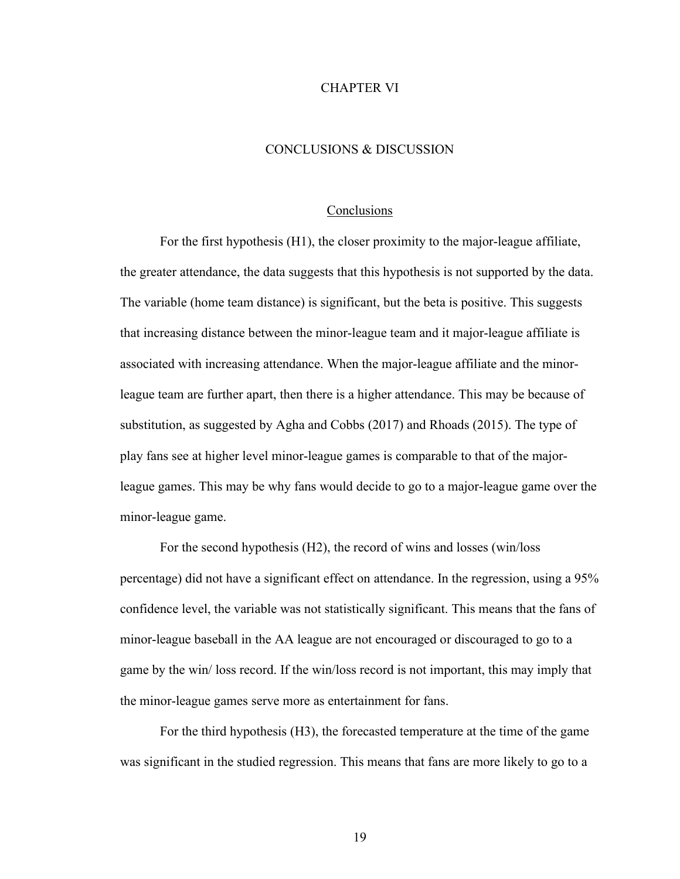# CHAPTER VI

# CONCLUSIONS & DISCUSSION

## Conclusions

For the first hypothesis (H1), the closer proximity to the major-league affiliate, the greater attendance, the data suggests that this hypothesis is not supported by the data. The variable (home team distance) is significant, but the beta is positive. This suggests that increasing distance between the minor-league team and it major-league affiliate is associated with increasing attendance. When the major-league affiliate and the minor-league team are further apart, then there is a higher attendance. This may be because of substitution, as suggested by Agha and Cobbs (2017) and Rhoads (2015). The type of play fans see at higher level minor-league games is comparable to that of the major-league games. This may be why fans would decide to go to a major-league game over the minor-league game.

For the second hypothesis (H2), the record of wins and losses (win/loss percentage) did not have a significant effect on attendance. In the regression, using a 95% confidence level, the variable was not statistically significant. This means that the fans of minor-league baseball in the AA league are not encouraged or discouraged to go to a game by the win/ loss record. If the win/loss record is not important, this may imply that the minor-league games serve more as entertainment for fans.

For the third hypothesis (H3), the forecasted temperature at the time of the game was significant in the studied regression. This means that fans are more likely to go to a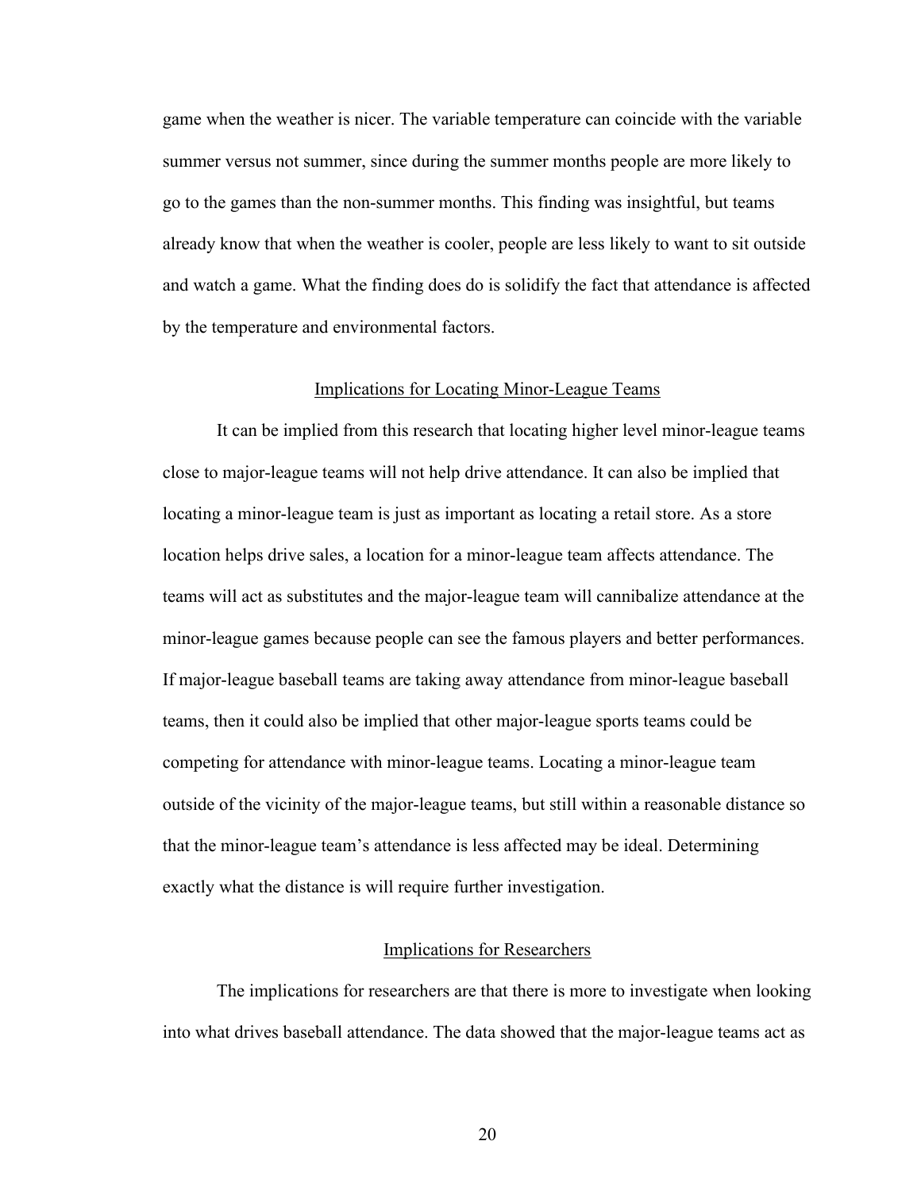game when the weather is nicer. The variable temperature can coincide with the variable summer versus not summer, since during the summer months people are more likely to go to the games than the non-summer months. This finding was insightful, but teams already know that when the weather is cooler, people are less likely to want to sit outside and watch a game. What the finding does do is solidify the fact that attendance is affected by the temperature and environmental factors.

## Implications for Locating Minor-League Teams

It can be implied from this research that locating higher level minor-league teams close to major-league teams will not help drive attendance. It can also be implied that locating a minor-league team is just as important as locating a retail store. As a store location helps drive sales, a location for a minor-league team affects attendance. The teams will act as substitutes and the major-league team will cannibalize attendance at the minor-league games because people can see the famous players and better performances. If major-league baseball teams are taking away attendance from minor-league baseball teams, then it could also be implied that other major-league sports teams could be competing for attendance with minor-league teams. Locating a minor-league team outside of the vicinity of the major-league teams, but still within a reasonable distance so that the minor-league team's attendance is less affected may be ideal. Determining exactly what the distance is will require further investigation.

## Implications for Researchers

The implications for researchers are that there is more to investigate when looking into what drives baseball attendance. The data showed that the major-league teams act as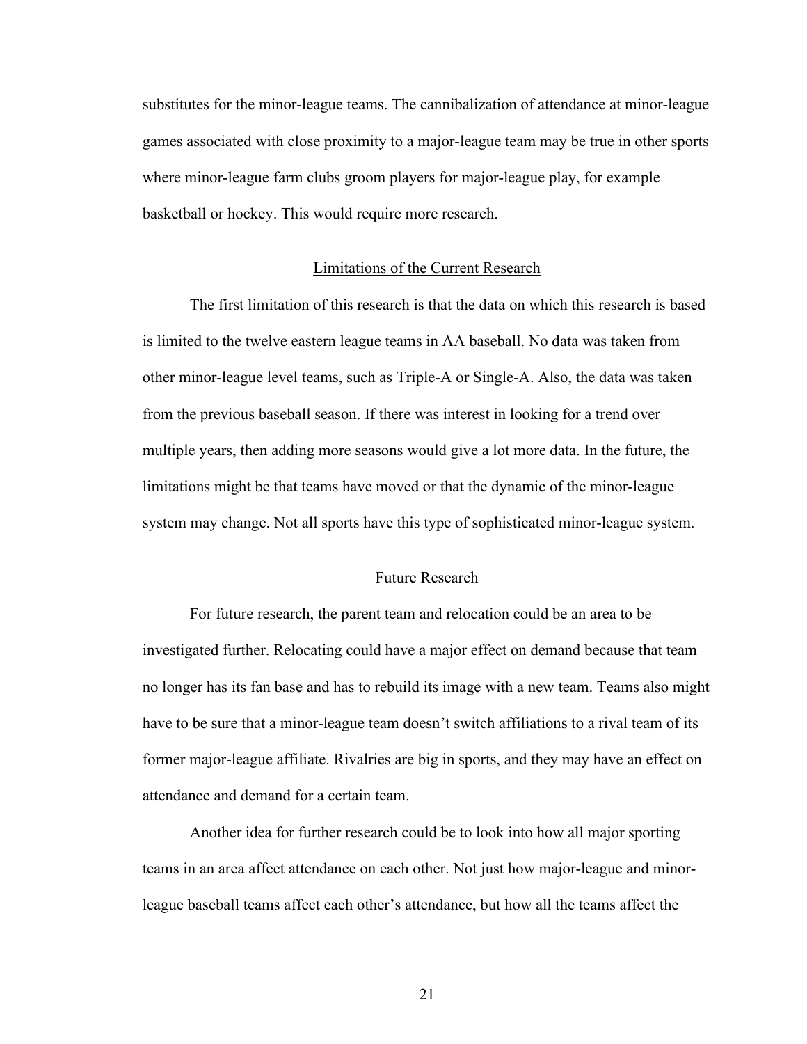substitutes for the minor-league teams. The cannibalization of attendance at minor-league games associated with close proximity to a major-league team may be true in other sports where minor-league farm clubs groom players for major-league play, for example basketball or hockey. This would require more research.

## Limitations of the Current Research

The first limitation of this research is that the data on which this research is based is limited to the twelve eastern league teams in AA baseball. No data was taken from other minor-league level teams, such as Triple-A or Single-A. Also, the data was taken from the previous baseball season. If there was interest in looking for a trend over multiple years, then adding more seasons would give a lot more data. In the future, the limitations might be that teams have moved or that the dynamic of the minor-league system may change. Not all sports have this type of sophisticated minor-league system.

## Future Research

For future research, the parent team and relocation could be an area to be investigated further. Relocating could have a major effect on demand because that team no longer has its fan base and has to rebuild its image with a new team. Teams also might have to be sure that a minor-league team doesn't switch affiliations to a rival team of its former major-league affiliate. Rivalries are big in sports, and they may have an effect on attendance and demand for a certain team.

Another idea for further research could be to look into how all major sporting teams in an area affect attendance on each other. Not just how major-league and minor-league baseball teams affect each other's attendance, but how all the teams affect the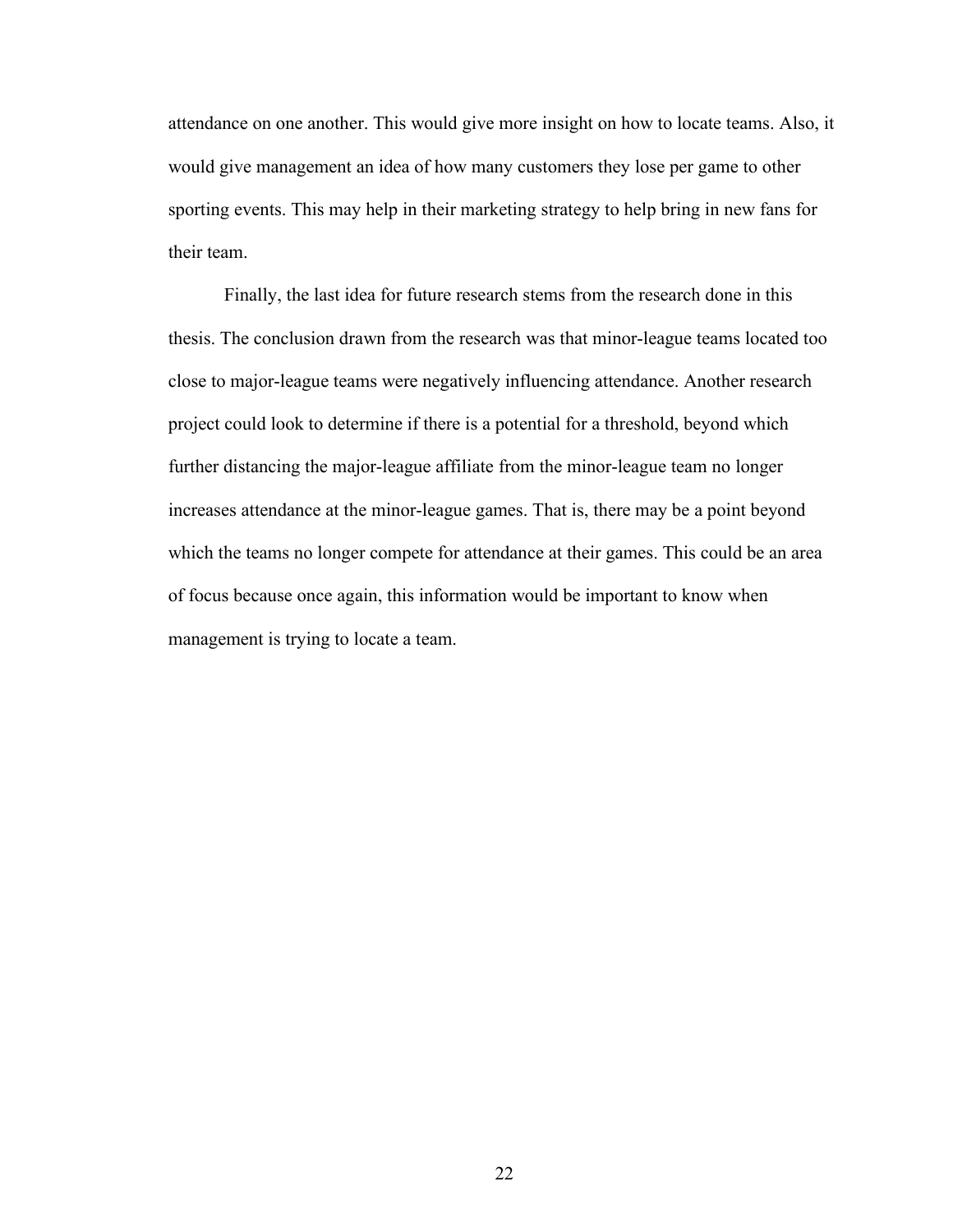attendance on one another. This would give more insight on how to locate teams. Also, it would give management an idea of how many customers they lose per game to other sporting events. This may help in their marketing strategy to help bring in new fans for their team.

Finally, the last idea for future research stems from the research done in this thesis. The conclusion drawn from the research was that minor-league teams located too close to major-league teams were negatively influencing attendance. Another research project could look to determine if there is a potential for a threshold, beyond which further distancing the major-league affiliate from the minor-league team no longer increases attendance at the minor-league games. That is, there may be a point beyond which the teams no longer compete for attendance at their games. This could be an area of focus because once again, this information would be important to know when management is trying to locate a team.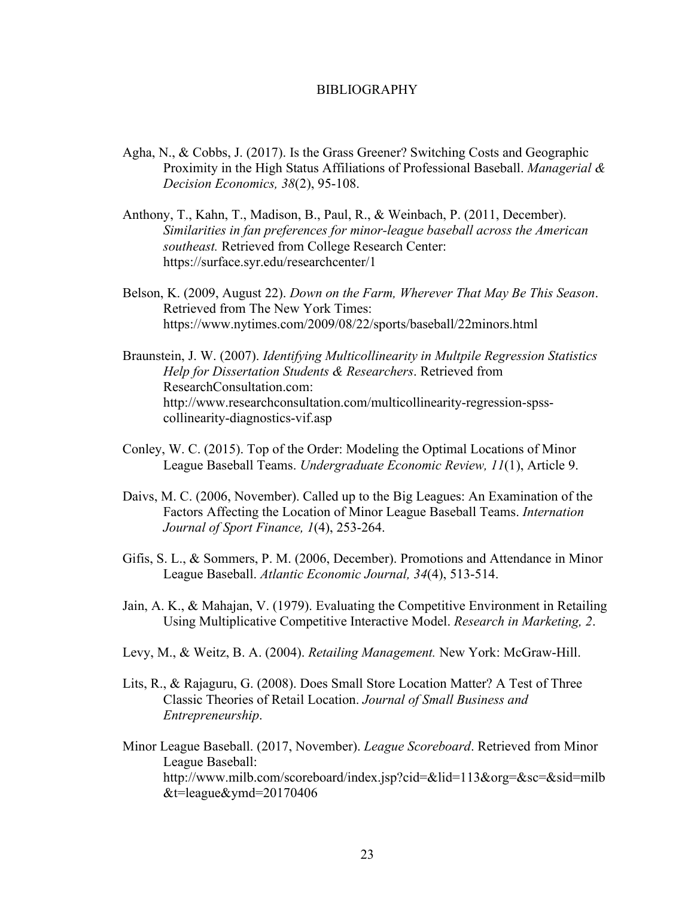# BIBLIOGRAPHY

Agha, N., & Cobbs, J. (2017). Is the Grass Greener? Switching Costs and Geographic Proximity in the High Status Affiliations of Professional Baseball. *Managerial & Decision Economics, 38*(2), 95-108.

Anthony, T., Kahn, T., Madison, B., Paul, R., & Weinbach, P. (2011, December). *Similarities in fan preferences for minor-league baseball across the American southeast.* Retrieved from College Research Center: https://surface.syr.edu/researchcenter/1

Belson, K. (2009, August 22). *Down on the Farm, Wherever That May Be This Season*. Retrieved from The New York Times: https://www.nytimes.com/2009/08/22/sports/baseball/22minors.html

Braunstein, J. W. (2007). *Identifying Multicollinearity in Multpile Regression Statistics Help for Dissertation Students & Researchers*. Retrieved from ResearchConsultation.com: http://www.researchconsultation.com/multicollinearity-regression-spss-collinearity-diagnostics-vif.asp

Conley, W. C. (2015). Top of the Order: Modeling the Optimal Locations of Minor League Baseball Teams. *Undergraduate Economic Review, 11*(1), Article 9.

Daivs, M. C. (2006, November). Called up to the Big Leagues: An Examination of the Factors Affecting the Location of Minor League Baseball Teams. *Internation Journal of Sport Finance, 1*(4), 253-264.

Gifis, S. L., & Sommers, P. M. (2006, December). Promotions and Attendance in Minor League Baseball. *Atlantic Economic Journal, 34*(4), 513-514.

Jain, A. K., & Mahajan, V. (1979). Evaluating the Competitive Environment in Retailing Using Multiplicative Competitive Interactive Model. *Research in Marketing, 2*.

Levy, M., & Weitz, B. A. (2004). *Retailing Management.* New York: McGraw-Hill.

Lits, R., & Rajaguru, G. (2008). Does Small Store Location Matter? A Test of Three Classic Theories of Retail Location. *Journal of Small Business and Entrepreneurship*.

Minor League Baseball. (2017, November). *League Scoreboard*. Retrieved from Minor League Baseball: http://www.milb.com/scoreboard/index.jsp?cid=&lid=113&org=&sc=&sid=milb&t=league&ymd=20170406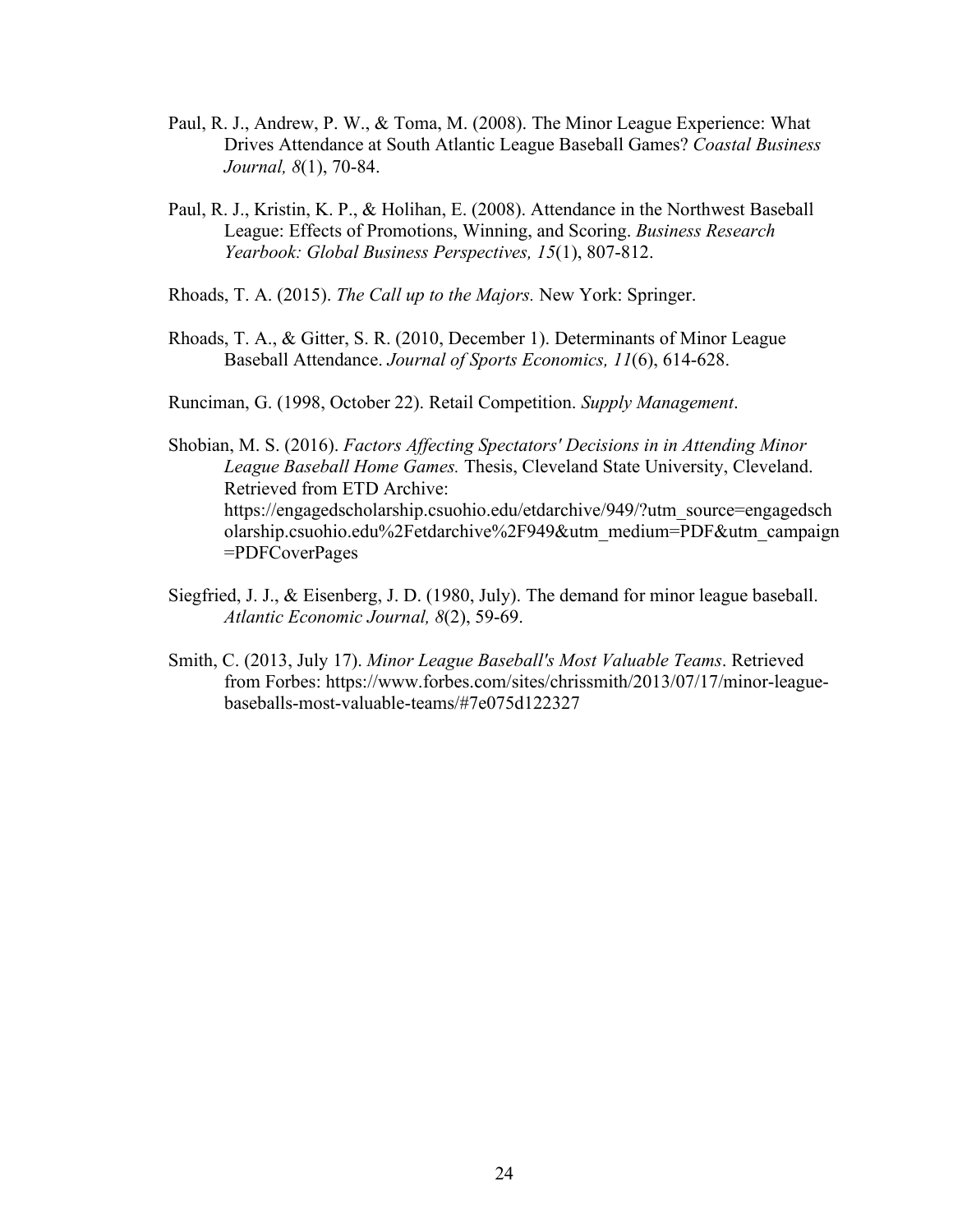Paul, R. J., Andrew, P. W., & Toma, M. (2008). The Minor League Experience: What Drives Attendance at South Atlantic League Baseball Games? *Coastal Business Journal, 8*(1), 70-84.

Paul, R. J., Kristin, K. P., & Holihan, E. (2008). Attendance in the Northwest Baseball League: Effects of Promotions, Winning, and Scoring. *Business Research Yearbook: Global Business Perspectives, 15*(1), 807-812.

Rhoads, T. A. (2015). *The Call up to the Majors.* New York: Springer.

Rhoads, T. A., & Gitter, S. R. (2010, December 1). Determinants of Minor League Baseball Attendance. *Journal of Sports Economics, 11*(6), 614-628.

Runciman, G. (1998, October 22). Retail Competition. *Supply Management*.

Shobian, M. S. (2016). *Factors Affecting Spectators' Decisions in in Attending Minor League Baseball Home Games.* Thesis, Cleveland State University, Cleveland. Retrieved from ETD Archive: https://engagedscholarship.csuohio.edu/etdarchive/949/?utm_source=engagedscholarship.csuohio.edu%2Fetdarchive%2F949&utm_medium=PDF&utm_campaign=PDFCoverPages

Siegfried, J. J., & Eisenberg, J. D. (1980, July). The demand for minor league baseball. *Atlantic Economic Journal, 8*(2), 59-69.

Smith, C. (2013, July 17). *Minor League Baseball's Most Valuable Teams*. Retrieved from Forbes: https://www.forbes.com/sites/chrissmith/2013/07/17/minor-league-baseballs-most-valuable-teams/#7e075d122327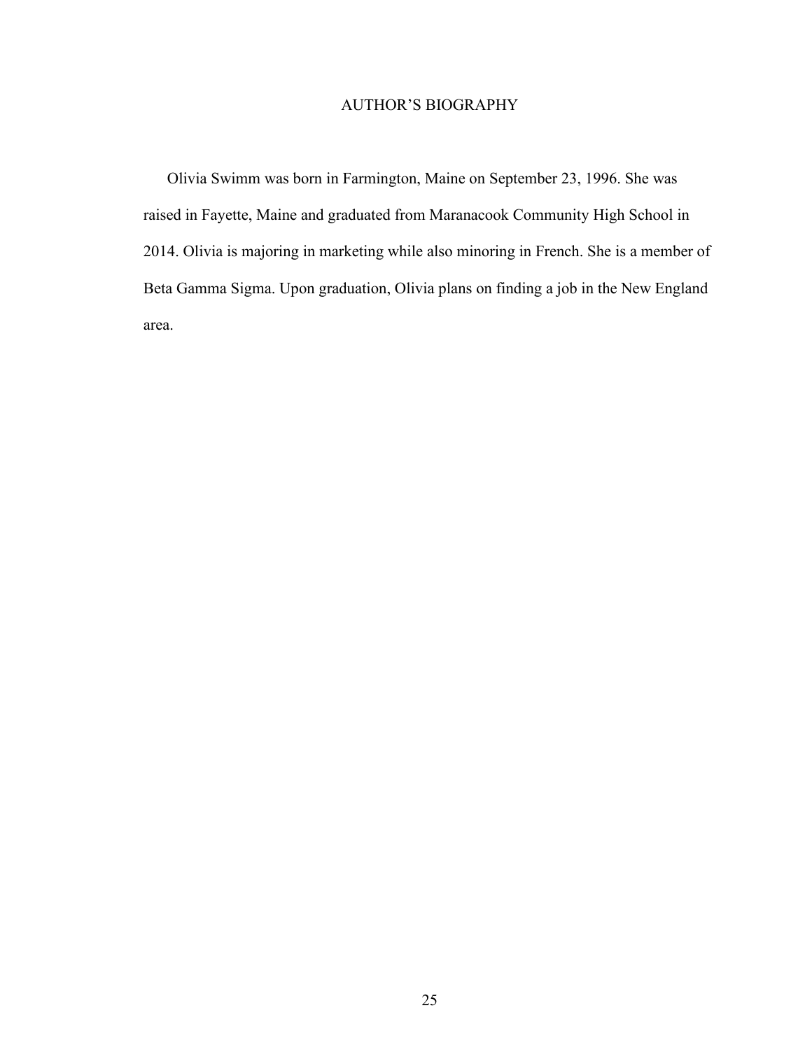# AUTHOR'S BIOGRAPHY

Olivia Swimm was born in Farmington, Maine on September 23, 1996. She was raised in Fayette, Maine and graduated from Maranacook Community High School in 2014. Olivia is majoring in marketing while also minoring in French. She is a member of Beta Gamma Sigma. Upon graduation, Olivia plans on finding a job in the New England area.